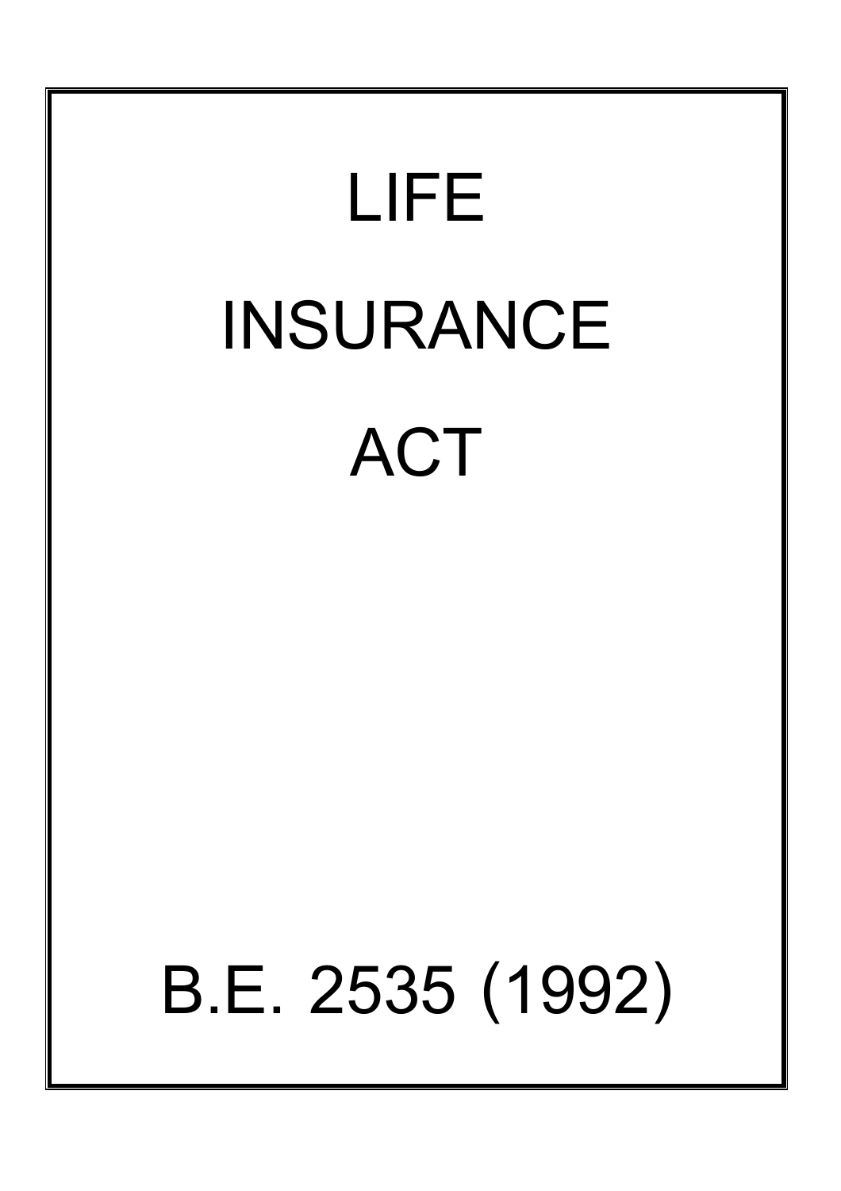# LIFE INSURANCE ACT

# B.E. 2535 (1992)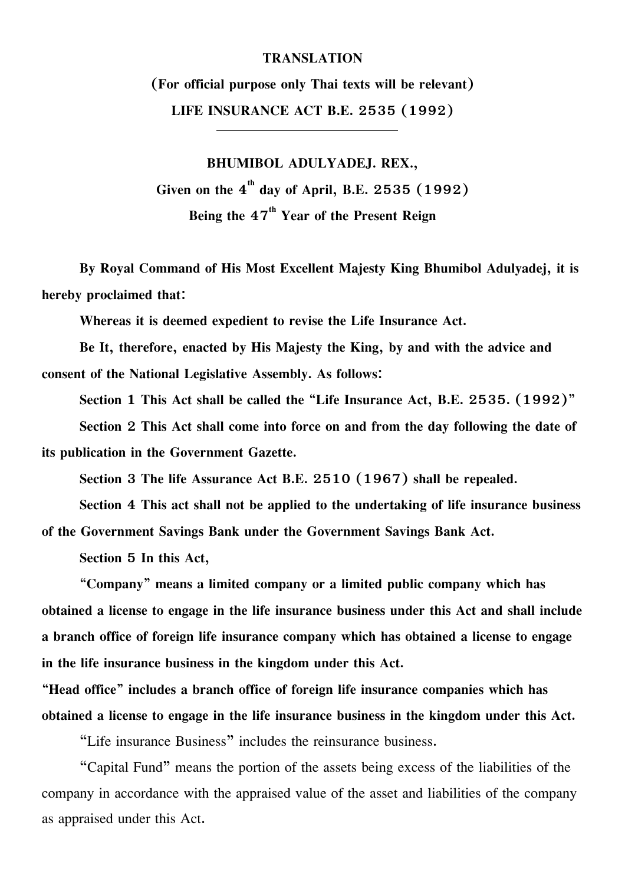**TRANSLATION**

**(For official purpose only Thai texts will be relevant)**

**LIFE INSURANCE ACT B.E. 2535 (1992)**

---

**BHUMIBOL ADULYADEJ. REX.,**

**Given on the 4th day of April, B.E. 2535 (1992)**

**Being the 47th Year of the Present Reign**

**By Royal Command of His Most Excellent Majesty King Bhumibol Adulyadej, it is hereby proclaimed that:**

**Whereas it is deemed expedient to revise the Life Insurance Act.**

**Be It, therefore, enacted by His Majesty the King, by and with the advice and consent of the National Legislative Assembly. As follows:**

**Section 1 This Act shall be called the "Life Insurance Act, B.E. 2535. (1992)"**

**Section 2 This Act shall come into force on and from the day following the date of its publication in the Government Gazette.**

**Section 3 The life Assurance Act B.E. 2510 (1967) shall be repealed.**

**Section 4 This act shall not be applied to the undertaking of life insurance business of the Government Savings Bank under the Government Savings Bank Act.**

**Section 5 In this Act,**

**"Company" means a limited company or a limited public company which has obtained a license to engage in the life insurance business under this Act and shall include a branch office of foreign life insurance company which has obtained a license to engage in the life insurance business in the kingdom under this Act.**

**"Head office" includes a branch office of foreign life insurance companies which has obtained a license to engage in the life insurance business in the kingdom under this Act.**

"Life insurance Business" includes the reinsurance business.

"Capital Fund" means the portion of the assets being excess of the liabilities of the company in accordance with the appraised value of the asset and liabilities of the company as appraised under this Act.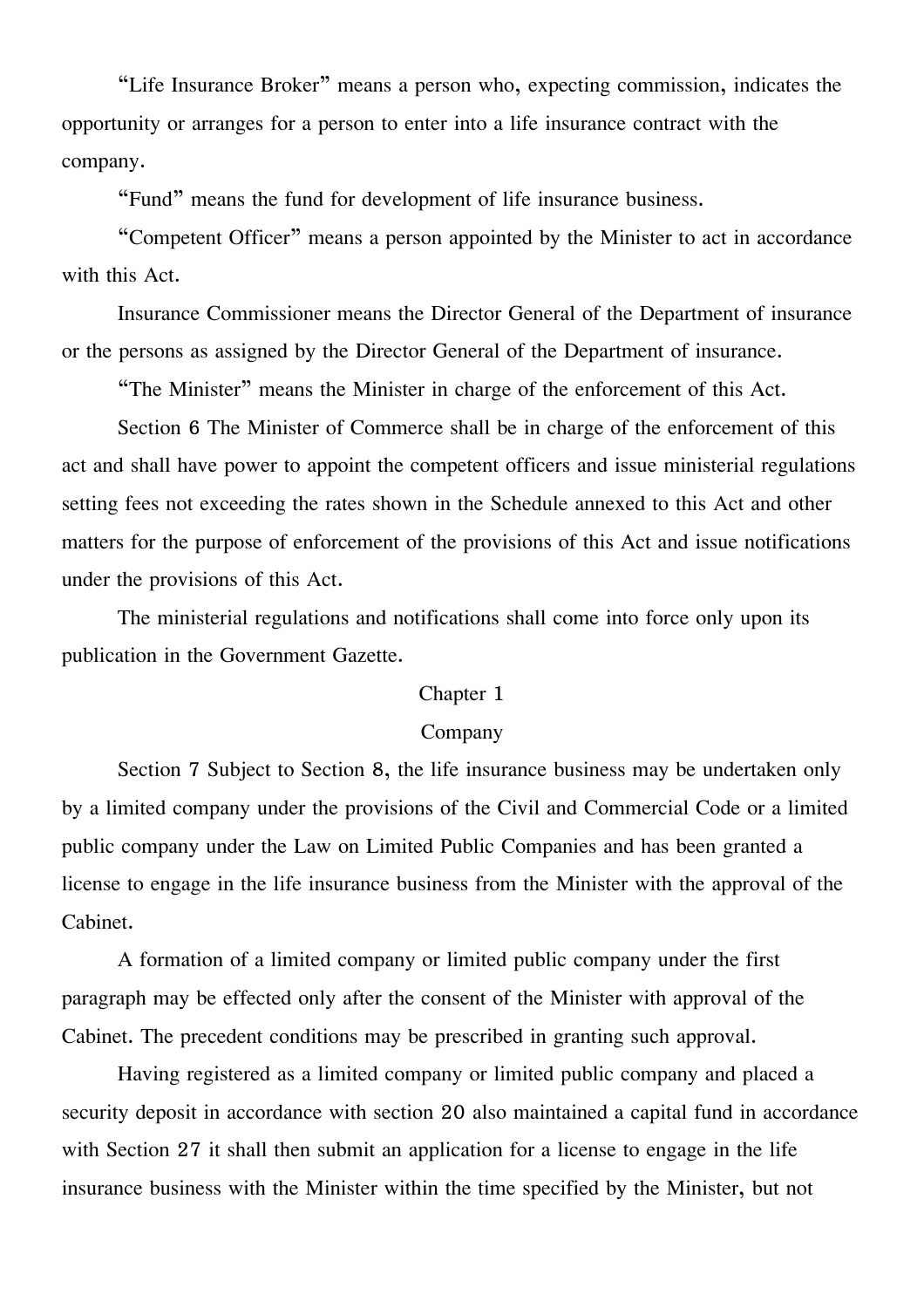"Life Insurance Broker" means a person who, expecting commission, indicates the opportunity or arranges for a person to enter into a life insurance contract with the company.

"Fund" means the fund for development of life insurance business.

"Competent Officer" means a person appointed by the Minister to act in accordance with this Act.

Insurance Commissioner means the Director General of the Department of insurance or the persons as assigned by the Director General of the Department of insurance.

"The Minister" means the Minister in charge of the enforcement of this Act.

Section 6 The Minister of Commerce shall be in charge of the enforcement of this act and shall have power to appoint the competent officers and issue ministerial regulations setting fees not exceeding the rates shown in the Schedule annexed to this Act and other matters for the purpose of enforcement of the provisions of this Act and issue notifications under the provisions of this Act.

The ministerial regulations and notifications shall come into force only upon its publication in the Government Gazette.

## Chapter 1

## Company

Section 7 Subject to Section 8, the life insurance business may be undertaken only by a limited company under the provisions of the Civil and Commercial Code or a limited public company under the Law on Limited Public Companies and has been granted a license to engage in the life insurance business from the Minister with the approval of the Cabinet.

A formation of a limited company or limited public company under the first paragraph may be effected only after the consent of the Minister with approval of the Cabinet. The precedent conditions may be prescribed in granting such approval.

Having registered as a limited company or limited public company and placed a security deposit in accordance with section 20 also maintained a capital fund in accordance with Section 27 it shall then submit an application for a license to engage in the life insurance business with the Minister within the time specified by the Minister, but not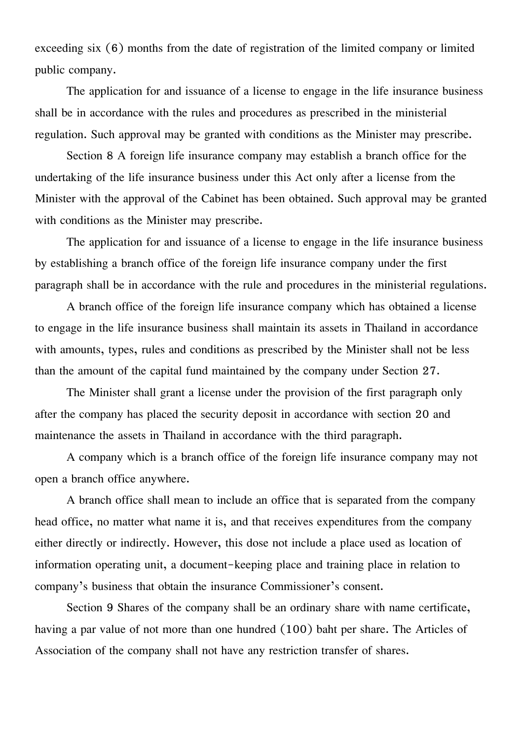exceeding six (6) months from the date of registration of the limited company or limited public company.

The application for and issuance of a license to engage in the life insurance business shall be in accordance with the rules and procedures as prescribed in the ministerial regulation. Such approval may be granted with conditions as the Minister may prescribe.

Section 8 A foreign life insurance company may establish a branch office for the undertaking of the life insurance business under this Act only after a license from the Minister with the approval of the Cabinet has been obtained. Such approval may be granted with conditions as the Minister may prescribe.

The application for and issuance of a license to engage in the life insurance business by establishing a branch office of the foreign life insurance company under the first paragraph shall be in accordance with the rule and procedures in the ministerial regulations.

A branch office of the foreign life insurance company which has obtained a license to engage in the life insurance business shall maintain its assets in Thailand in accordance with amounts, types, rules and conditions as prescribed by the Minister shall not be less than the amount of the capital fund maintained by the company under Section 27.

The Minister shall grant a license under the provision of the first paragraph only after the company has placed the security deposit in accordance with section 20 and maintenance the assets in Thailand in accordance with the third paragraph.

A company which is a branch office of the foreign life insurance company may not open a branch office anywhere.

A branch office shall mean to include an office that is separated from the company head office, no matter what name it is, and that receives expenditures from the company either directly or indirectly. However, this dose not include a place used as location of information operating unit, a document-keeping place and training place in relation to company's business that obtain the insurance Commissioner's consent.

Section 9 Shares of the company shall be an ordinary share with name certificate, having a par value of not more than one hundred (100) baht per share. The Articles of Association of the company shall not have any restriction transfer of shares.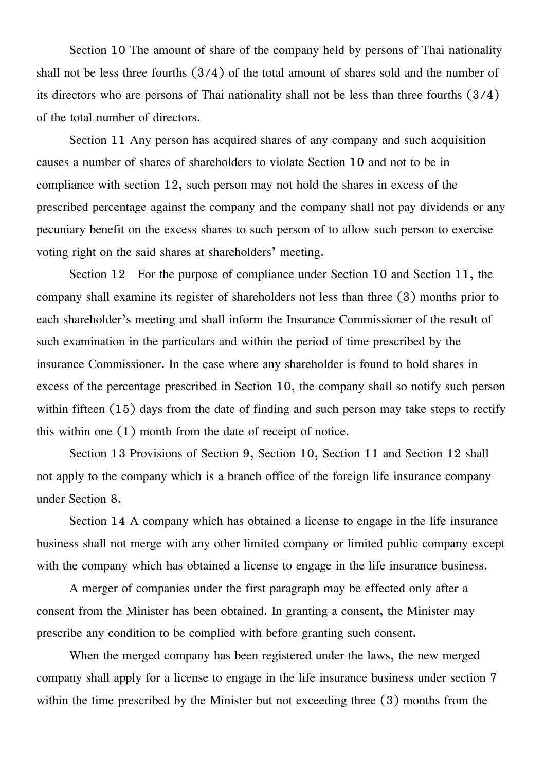Section 10 The amount of share of the company held by persons of Thai nationality shall not be less three fourths (3/4) of the total amount of shares sold and the number of its directors who are persons of Thai nationality shall not be less than three fourths (3/4) of the total number of directors.

Section 11 Any person has acquired shares of any company and such acquisition causes a number of shares of shareholders to violate Section 10 and not to be in compliance with section 12, such person may not hold the shares in excess of the prescribed percentage against the company and the company shall not pay dividends or any pecuniary benefit on the excess shares to such person of to allow such person to exercise voting right on the said shares at shareholders' meeting.

Section 12 For the purpose of compliance under Section 10 and Section 11, the company shall examine its register of shareholders not less than three (3) months prior to each shareholder's meeting and shall inform the Insurance Commissioner of the result of such examination in the particulars and within the period of time prescribed by the insurance Commissioner. In the case where any shareholder is found to hold shares in excess of the percentage prescribed in Section 10, the company shall so notify such person within fifteen (15) days from the date of finding and such person may take steps to rectify this within one (1) month from the date of receipt of notice.

Section 13 Provisions of Section 9, Section 10, Section 11 and Section 12 shall not apply to the company which is a branch office of the foreign life insurance company under Section 8.

Section 14 A company which has obtained a license to engage in the life insurance business shall not merge with any other limited company or limited public company except with the company which has obtained a license to engage in the life insurance business.

A merger of companies under the first paragraph may be effected only after a consent from the Minister has been obtained. In granting a consent, the Minister may prescribe any condition to be complied with before granting such consent.

When the merged company has been registered under the laws, the new merged company shall apply for a license to engage in the life insurance business under section 7 within the time prescribed by the Minister but not exceeding three (3) months from the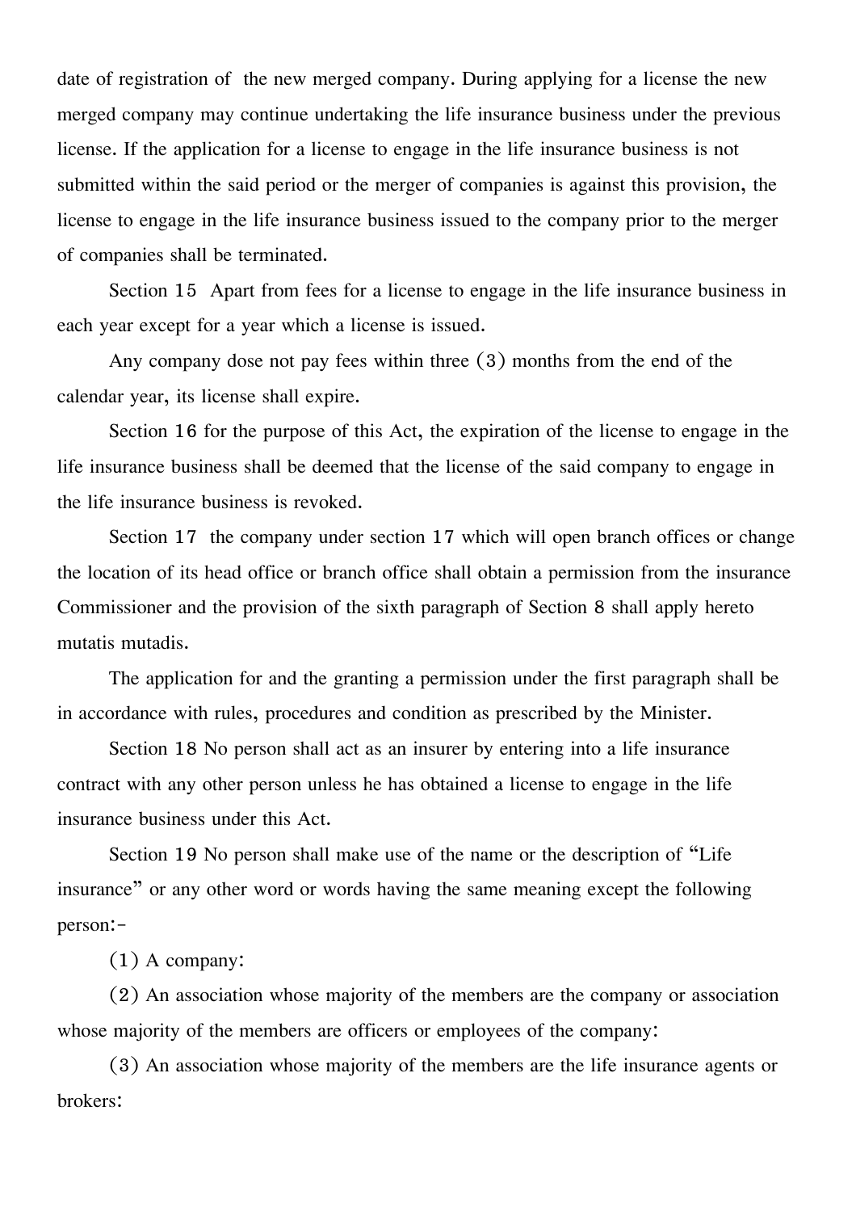date of registration of the new merged company. During applying for a license the new merged company may continue undertaking the life insurance business under the previous license. If the application for a license to engage in the life insurance business is not submitted within the said period or the merger of companies is against this provision, the license to engage in the life insurance business issued to the company prior to the merger of companies shall be terminated.

Section 15 Apart from fees for a license to engage in the life insurance business in each year except for a year which a license is issued.

Any company dose not pay fees within three (3) months from the end of the calendar year, its license shall expire.

Section 16 for the purpose of this Act, the expiration of the license to engage in the life insurance business shall be deemed that the license of the said company to engage in the life insurance business is revoked.

Section 17 the company under section 17 which will open branch offices or change the location of its head office or branch office shall obtain a permission from the insurance Commissioner and the provision of the sixth paragraph of Section 8 shall apply hereto mutatis mutadis.

The application for and the granting a permission under the first paragraph shall be in accordance with rules, procedures and condition as prescribed by the Minister.

Section 18 No person shall act as an insurer by entering into a life insurance contract with any other person unless he has obtained a license to engage in the life insurance business under this Act.

Section 19 No person shall make use of the name or the description of "Life insurance" or any other word or words having the same meaning except the following person:-

(1) A company:

(2) An association whose majority of the members are the company or association whose majority of the members are officers or employees of the company:

(3) An association whose majority of the members are the life insurance agents or brokers: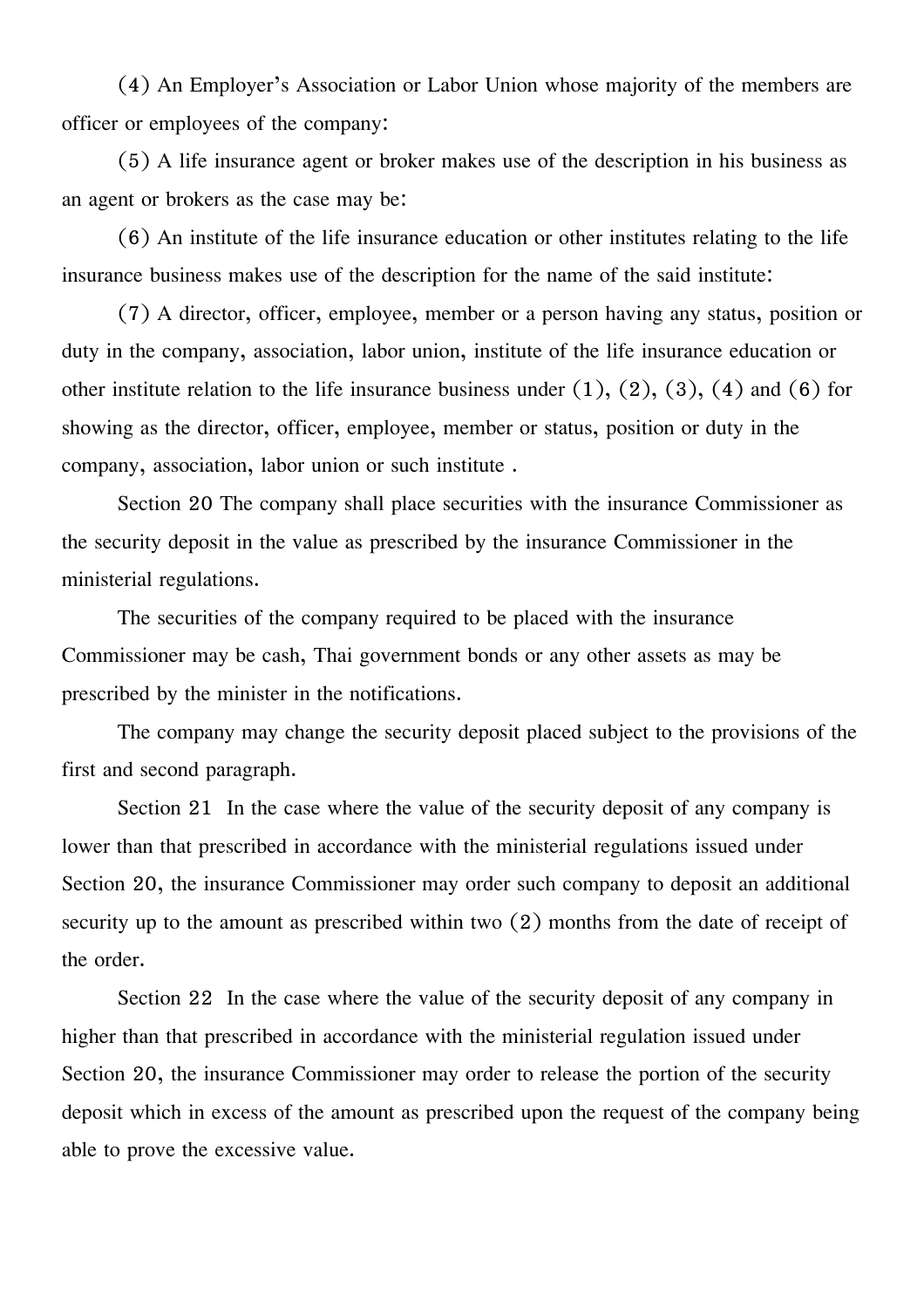(4) An Employer's Association or Labor Union whose majority of the members are officer or employees of the company:

(5) A life insurance agent or broker makes use of the description in his business as an agent or brokers as the case may be:

(6) An institute of the life insurance education or other institutes relating to the life insurance business makes use of the description for the name of the said institute:

(7) A director, officer, employee, member or a person having any status, position or duty in the company, association, labor union, institute of the life insurance education or other institute relation to the life insurance business under (1), (2), (3), (4) and (6) for showing as the director, officer, employee, member or status, position or duty in the company, association, labor union or such institute .

Section 20 The company shall place securities with the insurance Commissioner as the security deposit in the value as prescribed by the insurance Commissioner in the ministerial regulations.

The securities of the company required to be placed with the insurance Commissioner may be cash, Thai government bonds or any other assets as may be prescribed by the minister in the notifications.

The company may change the security deposit placed subject to the provisions of the first and second paragraph.

Section 21 In the case where the value of the security deposit of any company is lower than that prescribed in accordance with the ministerial regulations issued under Section 20, the insurance Commissioner may order such company to deposit an additional security up to the amount as prescribed within two (2) months from the date of receipt of the order.

Section 22 In the case where the value of the security deposit of any company in higher than that prescribed in accordance with the ministerial regulation issued under Section 20, the insurance Commissioner may order to release the portion of the security deposit which in excess of the amount as prescribed upon the request of the company being able to prove the excessive value.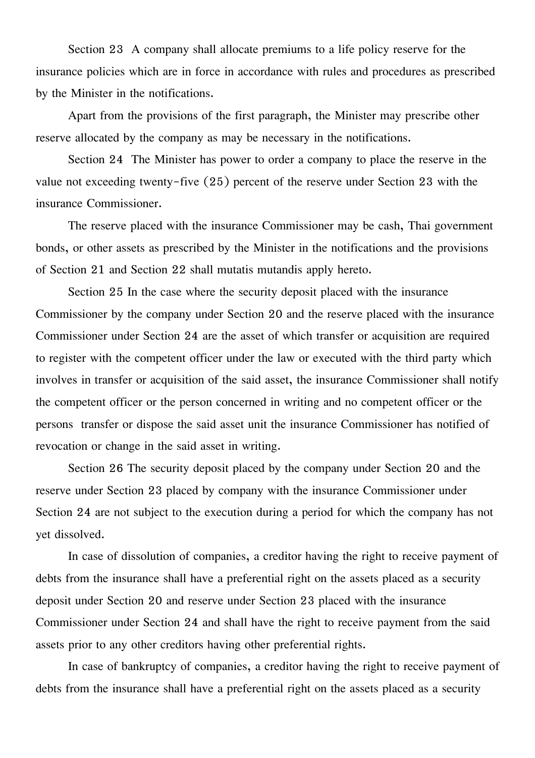Section 23 A company shall allocate premiums to a life policy reserve for the insurance policies which are in force in accordance with rules and procedures as prescribed by the Minister in the notifications.

Apart from the provisions of the first paragraph, the Minister may prescribe other reserve allocated by the company as may be necessary in the notifications.

Section 24 The Minister has power to order a company to place the reserve in the value not exceeding twenty-five (25) percent of the reserve under Section 23 with the insurance Commissioner.

The reserve placed with the insurance Commissioner may be cash, Thai government bonds, or other assets as prescribed by the Minister in the notifications and the provisions of Section 21 and Section 22 shall mutatis mutandis apply hereto.

Section 25 In the case where the security deposit placed with the insurance Commissioner by the company under Section 20 and the reserve placed with the insurance Commissioner under Section 24 are the asset of which transfer or acquisition are required to register with the competent officer under the law or executed with the third party which involves in transfer or acquisition of the said asset, the insurance Commissioner shall notify the competent officer or the person concerned in writing and no competent officer or the persons transfer or dispose the said asset unit the insurance Commissioner has notified of revocation or change in the said asset in writing.

Section 26 The security deposit placed by the company under Section 20 and the reserve under Section 23 placed by company with the insurance Commissioner under Section 24 are not subject to the execution during a period for which the company has not yet dissolved.

In case of dissolution of companies, a creditor having the right to receive payment of debts from the insurance shall have a preferential right on the assets placed as a security deposit under Section 20 and reserve under Section 23 placed with the insurance Commissioner under Section 24 and shall have the right to receive payment from the said assets prior to any other creditors having other preferential rights.

In case of bankruptcy of companies, a creditor having the right to receive payment of debts from the insurance shall have a preferential right on the assets placed as a security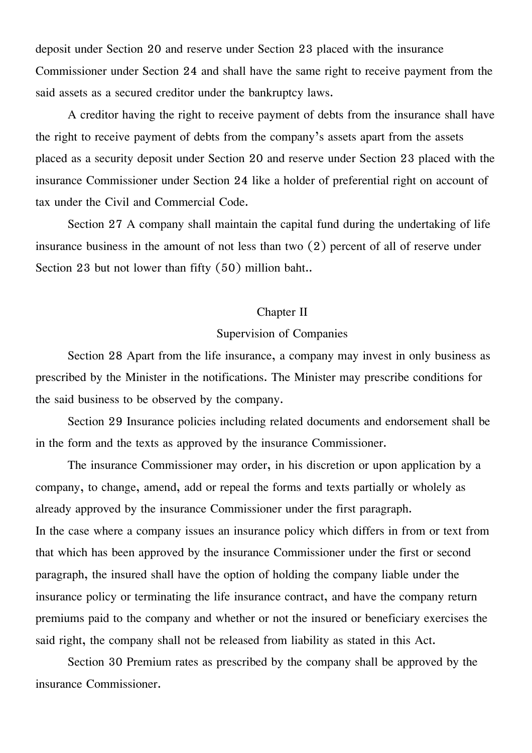deposit under Section 20 and reserve under Section 23 placed with the insurance Commissioner under Section 24 and shall have the same right to receive payment from the said assets as a secured creditor under the bankruptcy laws.

A creditor having the right to receive payment of debts from the insurance shall have the right to receive payment of debts from the company's assets apart from the assets placed as a security deposit under Section 20 and reserve under Section 23 placed with the insurance Commissioner under Section 24 like a holder of preferential right on account of tax under the Civil and Commercial Code.

Section 27 A company shall maintain the capital fund during the undertaking of life insurance business in the amount of not less than two (2) percent of all of reserve under Section 23 but not lower than fifty (50) million baht..

## Chapter II
## Supervision of Companies

Section 28 Apart from the life insurance, a company may invest in only business as prescribed by the Minister in the notifications. The Minister may prescribe conditions for the said business to be observed by the company.

Section 29 Insurance policies including related documents and endorsement shall be in the form and the texts as approved by the insurance Commissioner.

The insurance Commissioner may order, in his discretion or upon application by a company, to change, amend, add or repeal the forms and texts partially or wholely as already approved by the insurance Commissioner under the first paragraph.

In the case where a company issues an insurance policy which differs in from or text from that which has been approved by the insurance Commissioner under the first or second paragraph, the insured shall have the option of holding the company liable under the insurance policy or terminating the life insurance contract, and have the company return premiums paid to the company and whether or not the insured or beneficiary exercises the said right, the company shall not be released from liability as stated in this Act.

Section 30 Premium rates as prescribed by the company shall be approved by the insurance Commissioner.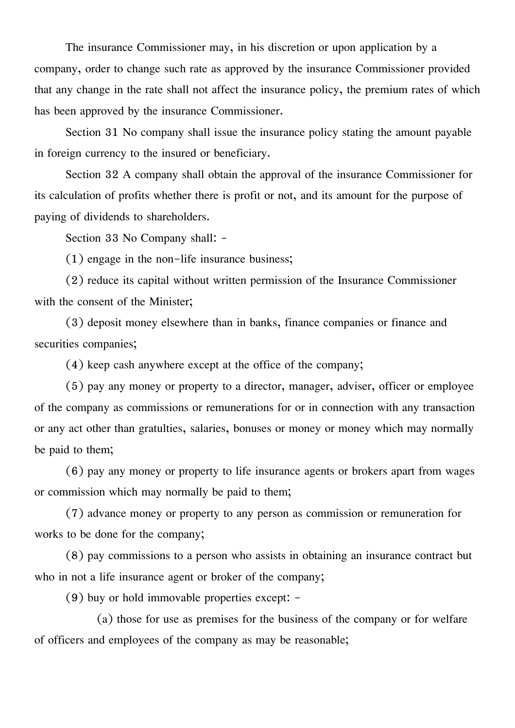The insurance Commissioner may, in his discretion or upon application by a company, order to change such rate as approved by the insurance Commissioner provided that any change in the rate shall not affect the insurance policy, the premium rates of which has been approved by the insurance Commissioner.

Section 31 No company shall issue the insurance policy stating the amount payable in foreign currency to the insured or beneficiary.

Section 32 A company shall obtain the approval of the insurance Commissioner for its calculation of profits whether there is profit or not, and its amount for the purpose of paying of dividends to shareholders.

Section 33 No Company shall: -

(1) engage in the non-life insurance business;

(2) reduce its capital without written permission of the Insurance Commissioner with the consent of the Minister;

(3) deposit money elsewhere than in banks, finance companies or finance and securities companies;

(4) keep cash anywhere except at the office of the company;

(5) pay any money or property to a director, manager, adviser, officer or employee of the company as commissions or remunerations for or in connection with any transaction or any act other than gratulties, salaries, bonuses or money or money which may normally be paid to them;

(6) pay any money or property to life insurance agents or brokers apart from wages or commission which may normally be paid to them;

(7) advance money or property to any person as commission or remuneration for works to be done for the company;

(8) pay commissions to a person who assists in obtaining an insurance contract but who in not a life insurance agent or broker of the company;

(9) buy or hold immovable properties except: -

(a) those for use as premises for the business of the company or for welfare of officers and employees of the company as may be reasonable;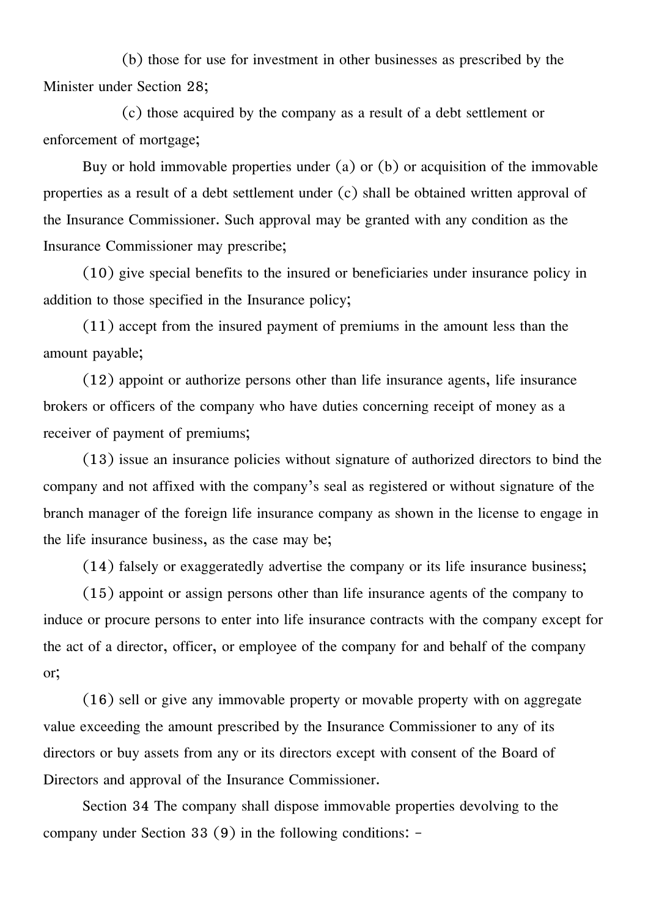(b) those for use for investment in other businesses as prescribed by the Minister under Section 28;

(c) those acquired by the company as a result of a debt settlement or enforcement of mortgage;

Buy or hold immovable properties under (a) or (b) or acquisition of the immovable properties as a result of a debt settlement under (c) shall be obtained written approval of the Insurance Commissioner. Such approval may be granted with any condition as the Insurance Commissioner may prescribe;

(10) give special benefits to the insured or beneficiaries under insurance policy in addition to those specified in the Insurance policy;

(11) accept from the insured payment of premiums in the amount less than the amount payable;

(12) appoint or authorize persons other than life insurance agents, life insurance brokers or officers of the company who have duties concerning receipt of money as a receiver of payment of premiums;

(13) issue an insurance policies without signature of authorized directors to bind the company and not affixed with the company's seal as registered or without signature of the branch manager of the foreign life insurance company as shown in the license to engage in the life insurance business, as the case may be;

(14) falsely or exaggeratedly advertise the company or its life insurance business;

(15) appoint or assign persons other than life insurance agents of the company to induce or procure persons to enter into life insurance contracts with the company except for the act of a director, officer, or employee of the company for and behalf of the company or;

(16) sell or give any immovable property or movable property with on aggregate value exceeding the amount prescribed by the Insurance Commissioner to any of its directors or buy assets from any or its directors except with consent of the Board of Directors and approval of the Insurance Commissioner.

Section 34 The company shall dispose immovable properties devolving to the company under Section 33 (9) in the following conditions: -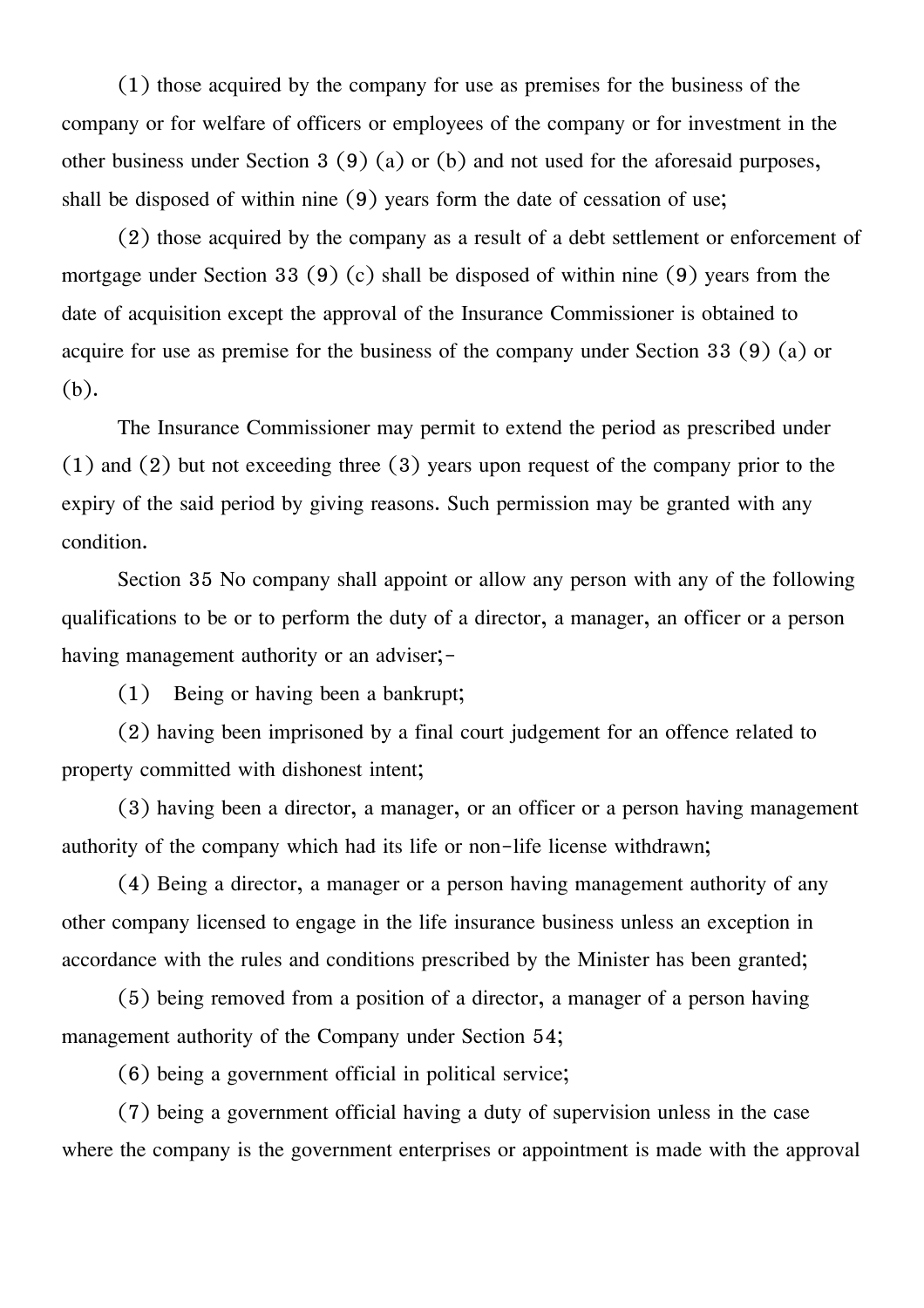(1) those acquired by the company for use as premises for the business of the company or for welfare of officers or employees of the company or for investment in the other business under Section 3 (9) (a) or (b) and not used for the aforesaid purposes, shall be disposed of within nine (9) years form the date of cessation of use;

(2) those acquired by the company as a result of a debt settlement or enforcement of mortgage under Section 33 (9) (c) shall be disposed of within nine (9) years from the date of acquisition except the approval of the Insurance Commissioner is obtained to acquire for use as premise for the business of the company under Section 33 (9) (a) or (b).

The Insurance Commissioner may permit to extend the period as prescribed under (1) and (2) but not exceeding three (3) years upon request of the company prior to the expiry of the said period by giving reasons. Such permission may be granted with any condition.

Section 35 No company shall appoint or allow any person with any of the following qualifications to be or to perform the duty of a director, a manager, an officer or a person having management authority or an adviser;-

(1) Being or having been a bankrupt;

(2) having been imprisoned by a final court judgement for an offence related to property committed with dishonest intent;

(3) having been a director, a manager, or an officer or a person having management authority of the company which had its life or non-life license withdrawn;

(4) Being a director, a manager or a person having management authority of any other company licensed to engage in the life insurance business unless an exception in accordance with the rules and conditions prescribed by the Minister has been granted;

(5) being removed from a position of a director, a manager of a person having management authority of the Company under Section 54;

(6) being a government official in political service;

(7) being a government official having a duty of supervision unless in the case where the company is the government enterprises or appointment is made with the approval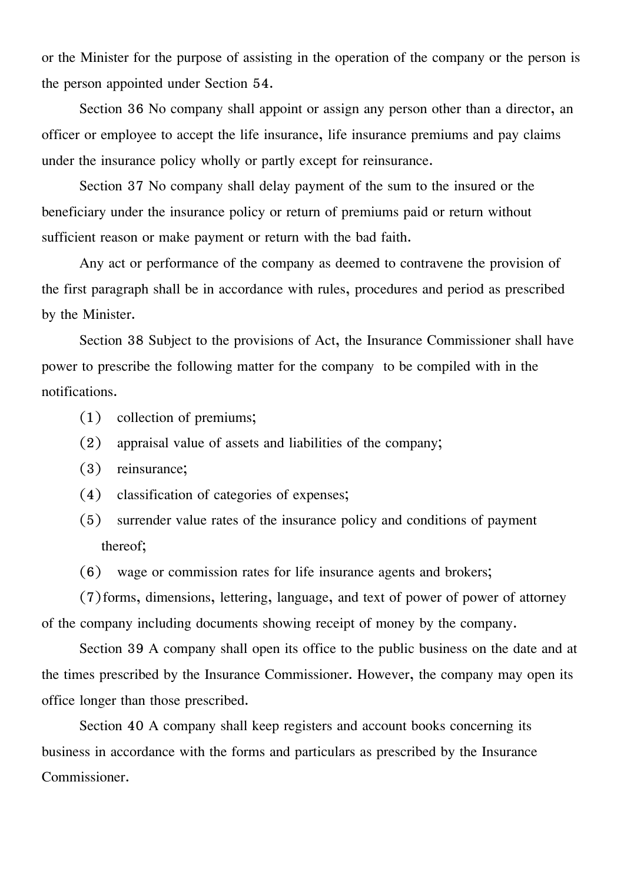or the Minister for the purpose of assisting in the operation of the company or the person is the person appointed under Section 54.

Section 36 No company shall appoint or assign any person other than a director, an officer or employee to accept the life insurance, life insurance premiums and pay claims under the insurance policy wholly or partly except for reinsurance.

Section 37 No company shall delay payment of the sum to the insured or the beneficiary under the insurance policy or return of premiums paid or return without sufficient reason or make payment or return with the bad faith.

Any act or performance of the company as deemed to contravene the provision of the first paragraph shall be in accordance with rules, procedures and period as prescribed by the Minister.

Section 38 Subject to the provisions of Act, the Insurance Commissioner shall have power to prescribe the following matter for the company  to be compiled with in the notifications.

(1) collection of premiums;

(2) appraisal value of assets and liabilities of the company;

(3) reinsurance;

(4) classification of categories of expenses;

(5) surrender value rates of the insurance policy and conditions of payment thereof;

(6) wage or commission rates for life insurance agents and brokers;

(7) forms, dimensions, lettering, language, and text of power of power of attorney of the company including documents showing receipt of money by the company.

Section 39 A company shall open its office to the public business on the date and at the times prescribed by the Insurance Commissioner. However, the company may open its office longer than those prescribed.

Section 40 A company shall keep registers and account books concerning its business in accordance with the forms and particulars as prescribed by the Insurance Commissioner.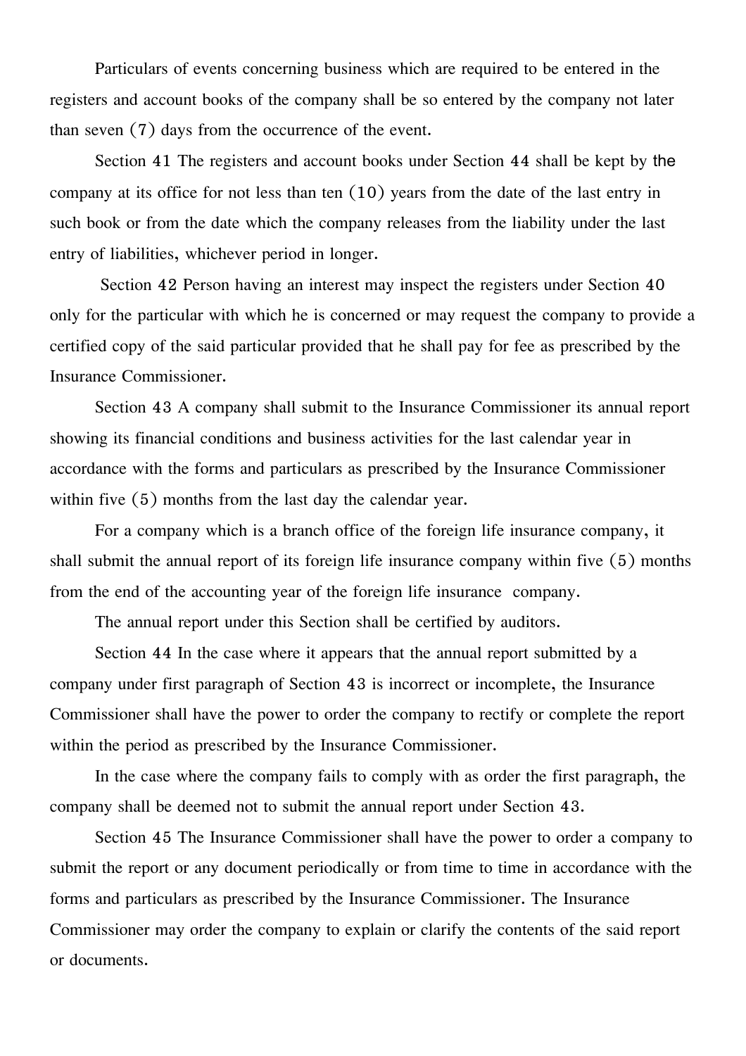Particulars of events concerning business which are required to be entered in the registers and account books of the company shall be so entered by the company not later than seven (7) days from the occurrence of the event.

Section 41 The registers and account books under Section 44 shall be kept by the company at its office for not less than ten (10) years from the date of the last entry in such book or from the date which the company releases from the liability under the last entry of liabilities, whichever period in longer.

Section 42 Person having an interest may inspect the registers under Section 40 only for the particular with which he is concerned or may request the company to provide a certified copy of the said particular provided that he shall pay for fee as prescribed by the Insurance Commissioner.

Section 43 A company shall submit to the Insurance Commissioner its annual report showing its financial conditions and business activities for the last calendar year in accordance with the forms and particulars as prescribed by the Insurance Commissioner within five (5) months from the last day the calendar year.

For a company which is a branch office of the foreign life insurance company, it shall submit the annual report of its foreign life insurance company within five (5) months from the end of the accounting year of the foreign life insurance company.

The annual report under this Section shall be certified by auditors.

Section 44 In the case where it appears that the annual report submitted by a company under first paragraph of Section 43 is incorrect or incomplete, the Insurance Commissioner shall have the power to order the company to rectify or complete the report within the period as prescribed by the Insurance Commissioner.

In the case where the company fails to comply with as order the first paragraph, the company shall be deemed not to submit the annual report under Section 43.

Section 45 The Insurance Commissioner shall have the power to order a company to submit the report or any document periodically or from time to time in accordance with the forms and particulars as prescribed by the Insurance Commissioner. The Insurance Commissioner may order the company to explain or clarify the contents of the said report or documents.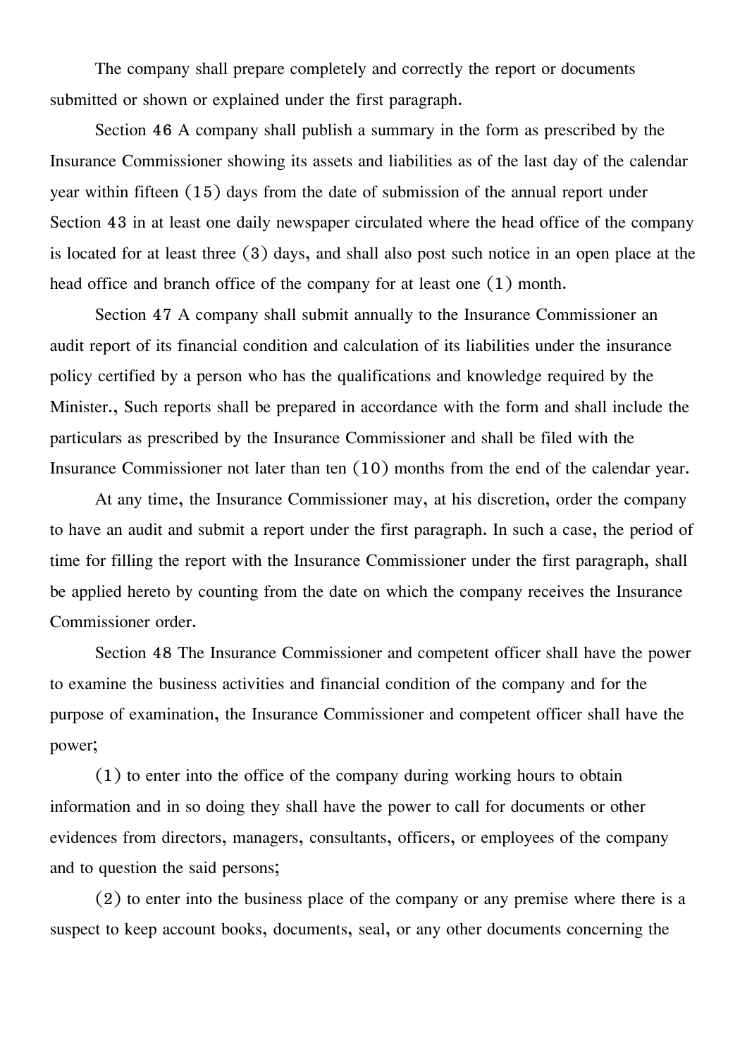The company shall prepare completely and correctly the report or documents submitted or shown or explained under the first paragraph.

Section 46 A company shall publish a summary in the form as prescribed by the Insurance Commissioner showing its assets and liabilities as of the last day of the calendar year within fifteen (15) days from the date of submission of the annual report under Section 43 in at least one daily newspaper circulated where the head office of the company is located for at least three (3) days, and shall also post such notice in an open place at the head office and branch office of the company for at least one (1) month.

Section 47 A company shall submit annually to the Insurance Commissioner an audit report of its financial condition and calculation of its liabilities under the insurance policy certified by a person who has the qualifications and knowledge required by the Minister., Such reports shall be prepared in accordance with the form and shall include the particulars as prescribed by the Insurance Commissioner and shall be filed with the Insurance Commissioner not later than ten (10) months from the end of the calendar year.

At any time, the Insurance Commissioner may, at his discretion, order the company to have an audit and submit a report under the first paragraph. In such a case, the period of time for filling the report with the Insurance Commissioner under the first paragraph, shall be applied hereto by counting from the date on which the company receives the Insurance Commissioner order.

Section 48 The Insurance Commissioner and competent officer shall have the power to examine the business activities and financial condition of the company and for the purpose of examination, the Insurance Commissioner and competent officer shall have the power;

(1) to enter into the office of the company during working hours to obtain information and in so doing they shall have the power to call for documents or other evidences from directors, managers, consultants, officers, or employees of the company and to question the said persons;

(2) to enter into the business place of the company or any premise where there is a suspect to keep account books, documents, seal, or any other documents concerning the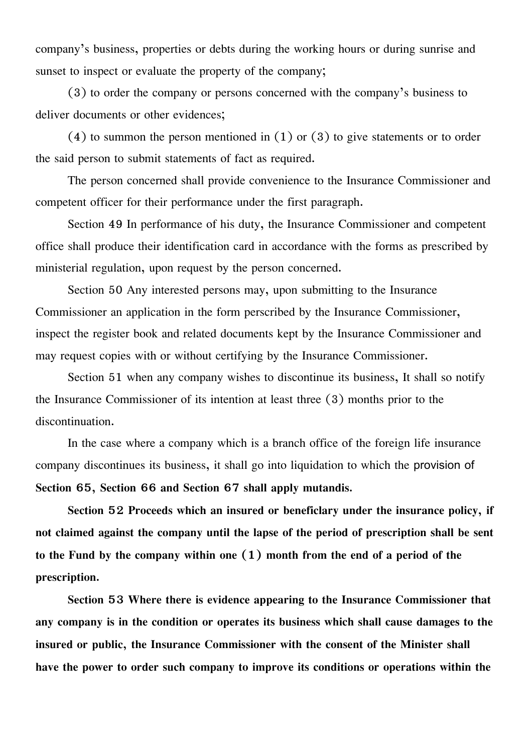company's business, properties or debts during the working hours or during sunrise and sunset to inspect or evaluate the property of the company;

(3) to order the company or persons concerned with the company's business to deliver documents or other evidences;

(4) to summon the person mentioned in (1) or (3) to give statements or to order the said person to submit statements of fact as required.

The person concerned shall provide convenience to the Insurance Commissioner and competent officer for their performance under the first paragraph.

Section 49 In performance of his duty, the Insurance Commissioner and competent office shall produce their identification card in accordance with the forms as prescribed by ministerial regulation, upon request by the person concerned.

Section 50 Any interested persons may, upon submitting to the Insurance Commissioner an application in the form perscribed by the Insurance Commissioner, inspect the register book and related documents kept by the Insurance Commissioner and may request copies with or without certifying by the Insurance Commissioner.

Section 51 when any company wishes to discontinue its business, It shall so notify the Insurance Commissioner of its intention at least three (3) months prior to the discontinuation.

In the case where a company which is a branch office of the foreign life insurance company discontinues its business, it shall go into liquidation to which the provision of **Section 65, Section 66 and Section 67 shall apply mutandis.**

**Section 52 Proceeds which an insured or beneficiary under the insurance policy, if not claimed against the company until the lapse of the period of prescription shall be sent to the Fund by the company within one (1) month from the end of a period of the prescription.**

**Section 53 Where there is evidence appearing to the Insurance Commissioner that any company is in the condition or operates its business which shall cause damages to the insured or public, the Insurance Commissioner with the consent of the Minister shall have the power to order such company to improve its conditions or operations within the**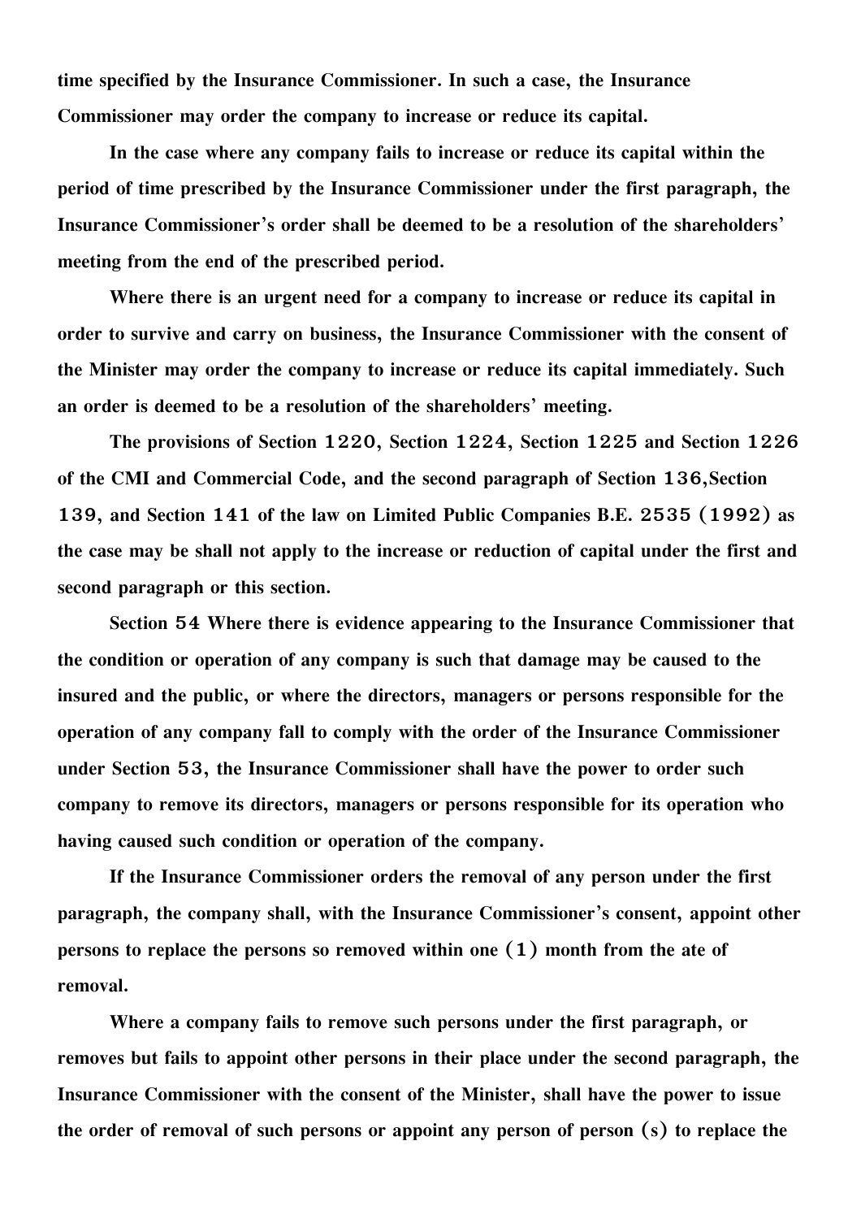time specified by the Insurance Commissioner. In such a case, the Insurance Commissioner may order the company to increase or reduce its capital.

In the case where any company fails to increase or reduce its capital within the period of time prescribed by the Insurance Commissioner under the first paragraph, the Insurance Commissioner's order shall be deemed to be a resolution of the shareholders' meeting from the end of the prescribed period.

Where there is an urgent need for a company to increase or reduce its capital in order to survive and carry on business, the Insurance Commissioner with the consent of the Minister may order the company to increase or reduce its capital immediately. Such an order is deemed to be a resolution of the shareholders' meeting.

The provisions of Section 1220, Section 1224, Section 1225 and Section 1226 of the CMI and Commercial Code, and the second paragraph of Section 136,Section 139, and Section 141 of the law on Limited Public Companies B.E. 2535 (1992) as the case may be shall not apply to the increase or reduction of capital under the first and second paragraph or this section.

Section 54 Where there is evidence appearing to the Insurance Commissioner that the condition or operation of any company is such that damage may be caused to the insured and the public, or where the directors, managers or persons responsible for the operation of any company fall to comply with the order of the Insurance Commissioner under Section 53, the Insurance Commissioner shall have the power to order such company to remove its directors, managers or persons responsible for its operation who having caused such condition or operation of the company.

If the Insurance Commissioner orders the removal of any person under the first paragraph, the company shall, with the Insurance Commissioner's consent, appoint other persons to replace the persons so removed within one (1) month from the ate of removal.

Where a company fails to remove such persons under the first paragraph, or removes but fails to appoint other persons in their place under the second paragraph, the Insurance Commissioner with the consent of the Minister, shall have the power to issue the order of removal of such persons or appoint any person of person (s) to replace the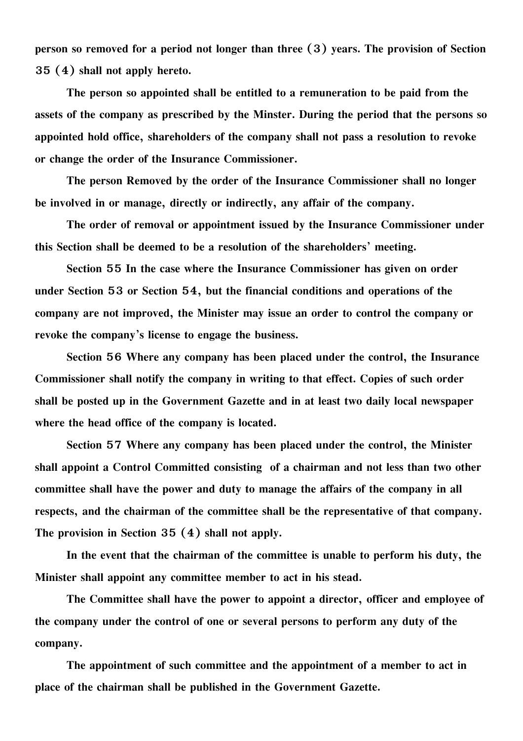**person so removed for a period not longer than three (3) years. The provision of Section 35 (4) shall not apply hereto.**

**The person so appointed shall be entitled to a remuneration to be paid from the assets of the company as prescribed by the Minster. During the period that the persons so appointed hold office, shareholders of the company shall not pass a resolution to revoke or change the order of the Insurance Commissioner.**

**The person Removed by the order of the Insurance Commissioner shall no longer be involved in or manage, directly or indirectly, any affair of the company.**

**The order of removal or appointment issued by the Insurance Commissioner under this Section shall be deemed to be a resolution of the shareholders' meeting.**

**Section 55 In the case where the Insurance Commissioner has given on order under Section 53 or Section 54, but the financial conditions and operations of the company are not improved, the Minister may issue an order to control the company or revoke the company's license to engage the business.**

**Section 56 Where any company has been placed under the control, the Insurance Commissioner shall notify the company in writing to that effect. Copies of such order shall be posted up in the Government Gazette and in at least two daily local newspaper where the head office of the company is located.**

**Section 57 Where any company has been placed under the control, the Minister shall appoint a Control Committed consisting of a chairman and not less than two other committee shall have the power and duty to manage the affairs of the company in all respects, and the chairman of the committee shall be the representative of that company. The provision in Section 35 (4) shall not apply.**

**In the event that the chairman of the committee is unable to perform his duty, the Minister shall appoint any committee member to act in his stead.**

**The Committee shall have the power to appoint a director, officer and employee of the company under the control of one or several persons to perform any duty of the company.**

**The appointment of such committee and the appointment of a member to act in place of the chairman shall be published in the Government Gazette.**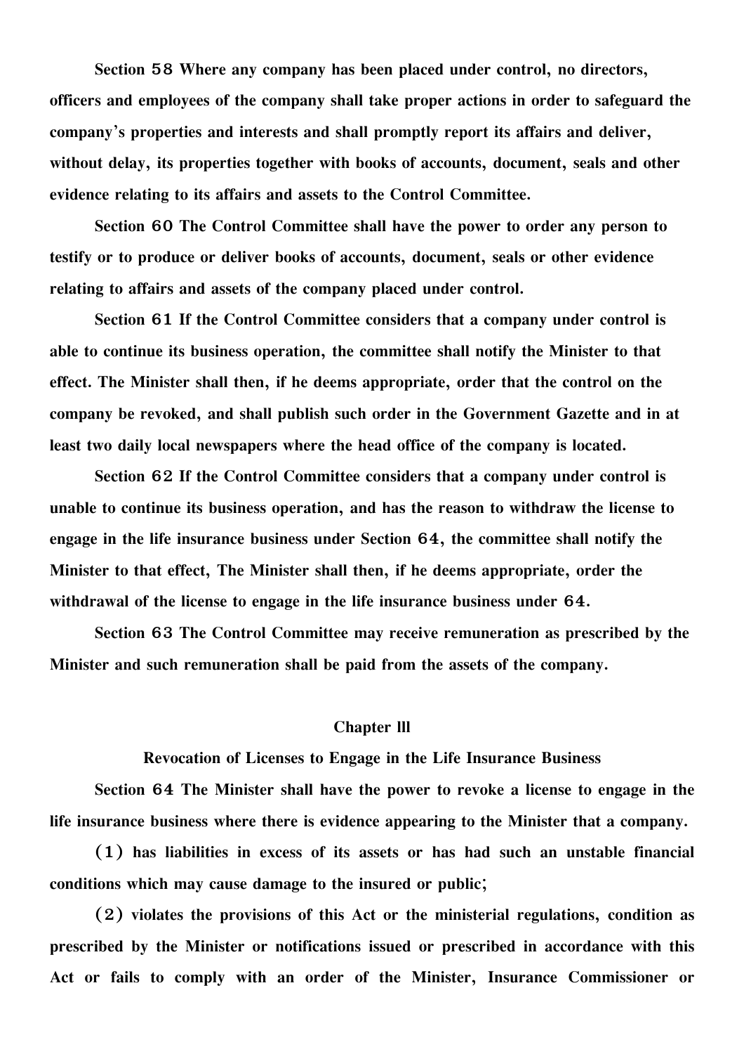**Section 58 Where any company has been placed under control, no directors, officers and employees of the company shall take proper actions in order to safeguard the company's properties and interests and shall promptly report its affairs and deliver, without delay, its properties together with books of accounts, document, seals and other evidence relating to its affairs and assets to the Control Committee.**

**Section 60 The Control Committee shall have the power to order any person to testify or to produce or deliver books of accounts, document, seals or other evidence relating to affairs and assets of the company placed under control.**

**Section 61 If the Control Committee considers that a company under control is able to continue its business operation, the committee shall notify the Minister to that effect. The Minister shall then, if he deems appropriate, order that the control on the company be revoked, and shall publish such order in the Government Gazette and in at least two daily local newspapers where the head office of the company is located.**

**Section 62 If the Control Committee considers that a company under control is unable to continue its business operation, and has the reason to withdraw the license to engage in the life insurance business under Section 64, the committee shall notify the Minister to that effect, The Minister shall then, if he deems appropriate, order the withdrawal of the license to engage in the life insurance business under 64.**

**Section 63 The Control Committee may receive remuneration as prescribed by the Minister and such remuneration shall be paid from the assets of the company.**

## Chapter lll

### Revocation of Licenses to Engage in the Life Insurance Business

**Section 64 The Minister shall have the power to revoke a license to engage in the life insurance business where there is evidence appearing to the Minister that a company.**

**(1) has liabilities in excess of its assets or has had such an unstable financial conditions which may cause damage to the insured or public;**

**(2) violates the provisions of this Act or the ministerial regulations, condition as prescribed by the Minister or notifications issued or prescribed in accordance with this Act or fails to comply with an order of the Minister, Insurance Commissioner or**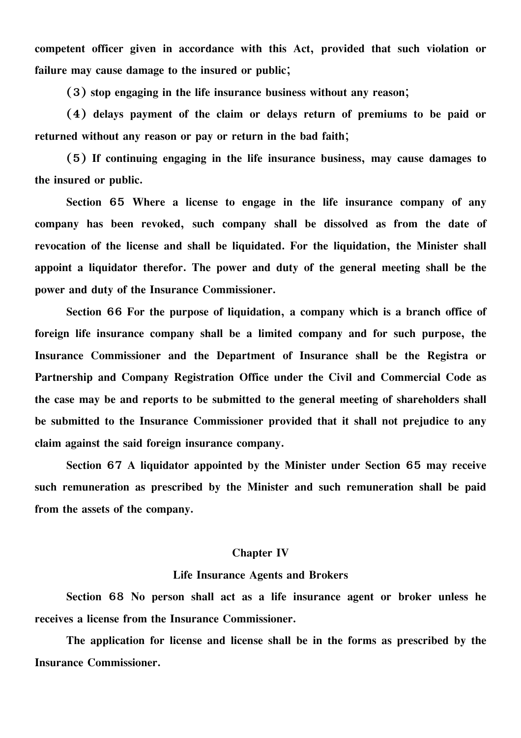competent officer given in accordance with this Act, provided that such violation or failure may cause damage to the insured or public;

(3) stop engaging in the life insurance business without any reason;

(4) delays payment of the claim or delays return of premiums to be paid or returned without any reason or pay or return in the bad faith;

(5) If continuing engaging in the life insurance business, may cause damages to the insured or public.

Section 65 Where a license to engage in the life insurance company of any company has been revoked, such company shall be dissolved as from the date of revocation of the license and shall be liquidated. For the liquidation, the Minister shall appoint a liquidator therefor. The power and duty of the general meeting shall be the power and duty of the Insurance Commissioner.

Section 66 For the purpose of liquidation, a company which is a branch office of foreign life insurance company shall be a limited company and for such purpose, the Insurance Commissioner and the Department of Insurance shall be the Registra or Partnership and Company Registration Office under the Civil and Commercial Code as the case may be and reports to be submitted to the general meeting of shareholders shall be submitted to the Insurance Commissioner provided that it shall not prejudice to any claim against the said foreign insurance company.

Section 67 A liquidator appointed by the Minister under Section 65 may receive such remuneration as prescribed by the Minister and such remuneration shall be paid from the assets of the company.

## Chapter IV

## Life Insurance Agents and Brokers

Section 68 No person shall act as a life insurance agent or broker unless he receives a license from the Insurance Commissioner.

The application for license and license shall be in the forms as prescribed by the Insurance Commissioner.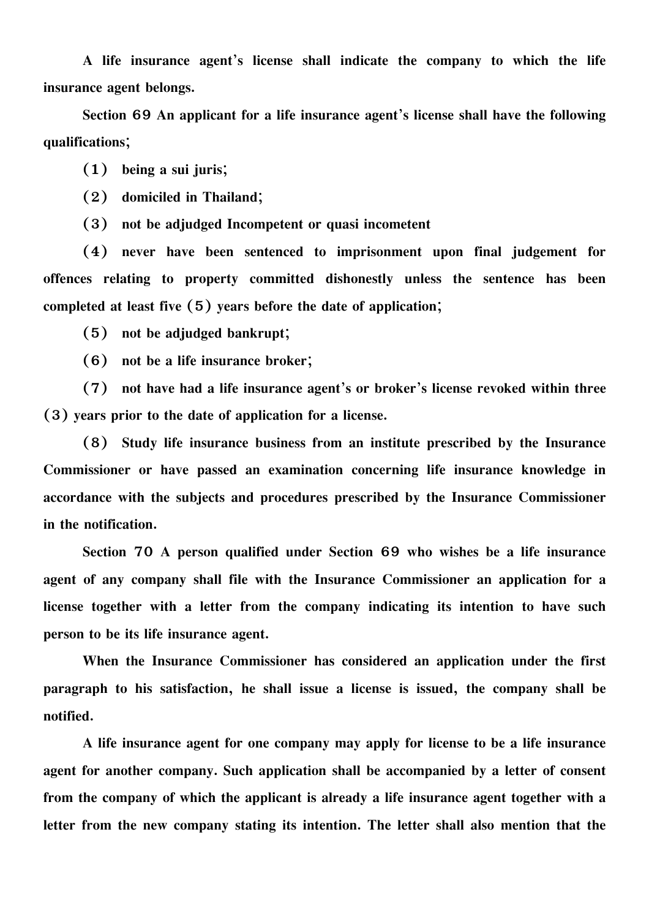**A life insurance agent's license shall indicate the company to which the life insurance agent belongs.**

**Section 69 An applicant for a life insurance agent's license shall have the following qualifications;**

**(1) being a sui juris;**

**(2) domiciled in Thailand;**

**(3) not be adjudged Incompetent or quasi incometent**

**(4) never have been sentenced to imprisonment upon final judgement for offences relating to property committed dishonestly unless the sentence has been completed at least five (5) years before the date of application;**

**(5) not be adjudged bankrupt;**

**(6) not be a life insurance broker;**

**(7) not have had a life insurance agent's or broker's license revoked within three (3) years prior to the date of application for a license.**

**(8) Study life insurance business from an institute prescribed by the Insurance Commissioner or have passed an examination concerning life insurance knowledge in accordance with the subjects and procedures prescribed by the Insurance Commissioner in the notification.**

**Section 70 A person qualified under Section 69 who wishes be a life insurance agent of any company shall file with the Insurance Commissioner an application for a license together with a letter from the company indicating its intention to have such person to be its life insurance agent.**

**When the Insurance Commissioner has considered an application under the first paragraph to his satisfaction, he shall issue a license is issued, the company shall be notified.**

**A life insurance agent for one company may apply for license to be a life insurance agent for another company. Such application shall be accompanied by a letter of consent from the company of which the applicant is already a life insurance agent together with a letter from the new company stating its intention. The letter shall also mention that the**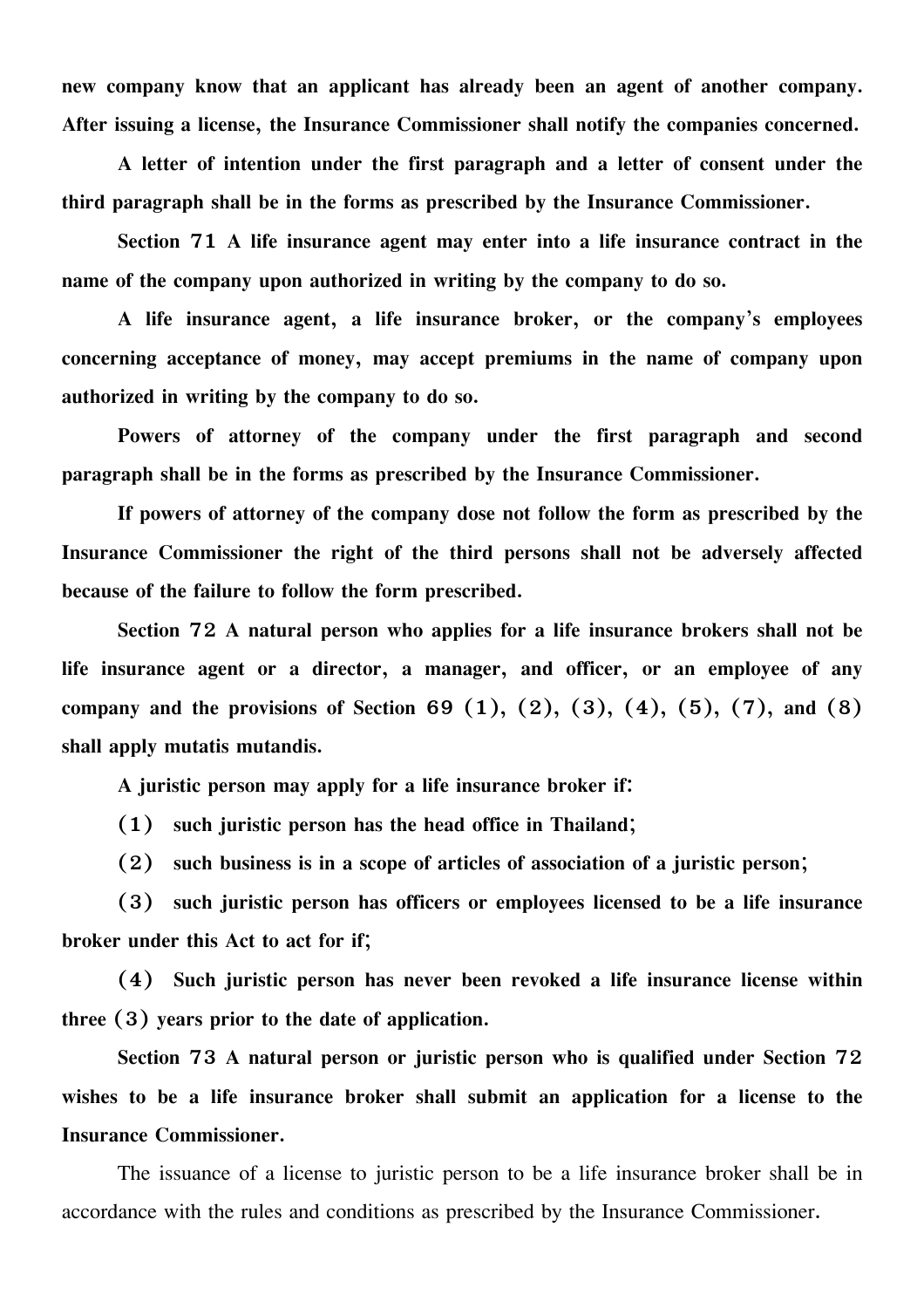**new company know that an applicant has already been an agent of another company. After issuing a license, the Insurance Commissioner shall notify the companies concerned.**

**A letter of intention under the first paragraph and a letter of consent under the third paragraph shall be in the forms as prescribed by the Insurance Commissioner.**

**Section 71 A life insurance agent may enter into a life insurance contract in the name of the company upon authorized in writing by the company to do so.**

**A life insurance agent, a life insurance broker, or the company's employees concerning acceptance of money, may accept premiums in the name of company upon authorized in writing by the company to do so.**

**Powers of attorney of the company under the first paragraph and second paragraph shall be in the forms as prescribed by the Insurance Commissioner.**

**If powers of attorney of the company dose not follow the form as prescribed by the Insurance Commissioner the right of the third persons shall not be adversely affected because of the failure to follow the form prescribed.**

**Section 72 A natural person who applies for a life insurance brokers shall not be life insurance agent or a director, a manager, and officer, or an employee of any company and the provisions of Section 69 (1), (2), (3), (4), (5), (7), and (8) shall apply mutatis mutandis.**

**A juristic person may apply for a life insurance broker if:**

**(1) such juristic person has the head office in Thailand;**

**(2) such business is in a scope of articles of association of a juristic person;**

**(3) such juristic person has officers or employees licensed to be a life insurance broker under this Act to act for if;**

**(4) Such juristic person has never been revoked a life insurance license within three (3) years prior to the date of application.**

**Section 73 A natural person or juristic person who is qualified under Section 72 wishes to be a life insurance broker shall submit an application for a license to the Insurance Commissioner.**

The issuance of a license to juristic person to be a life insurance broker shall be in accordance with the rules and conditions as prescribed by the Insurance Commissioner.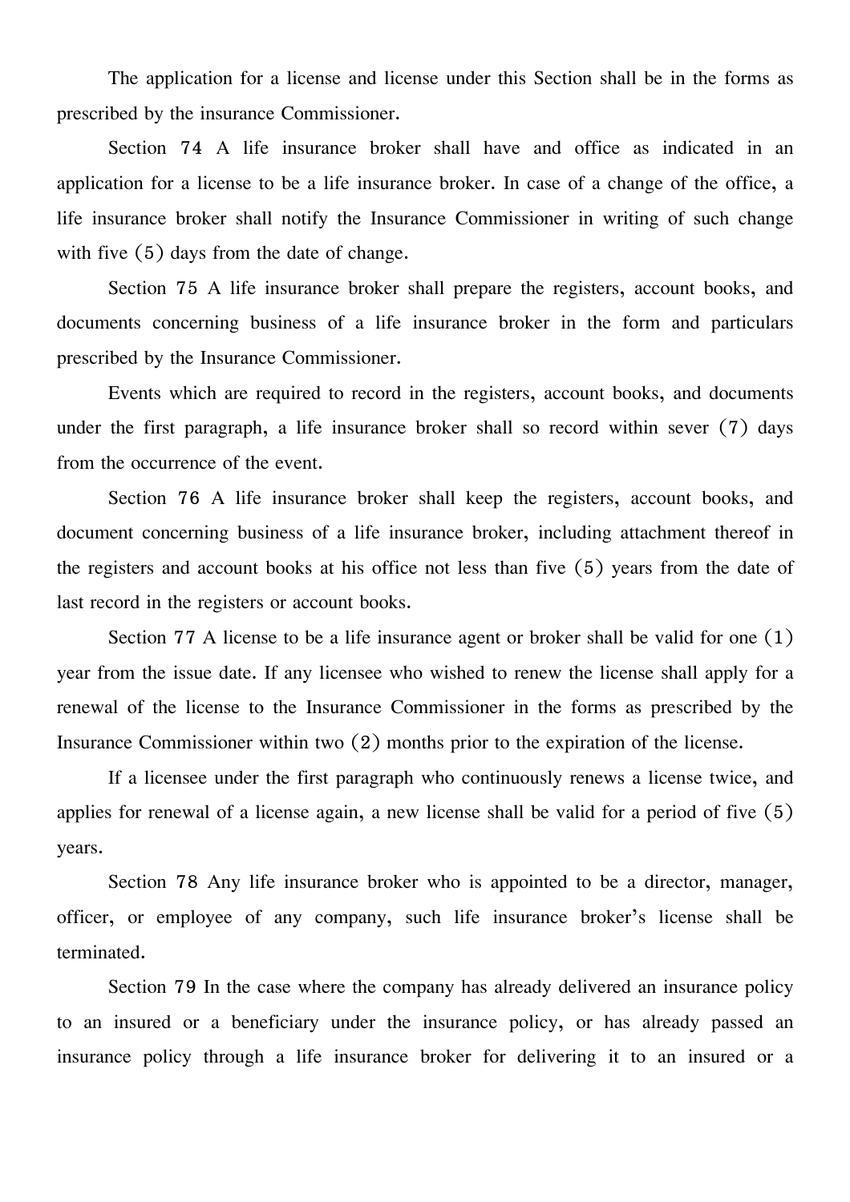The application for a license and license under this Section shall be in the forms as prescribed by the insurance Commissioner.

Section 74 A life insurance broker shall have and office as indicated in an application for a license to be a life insurance broker. In case of a change of the office, a life insurance broker shall notify the Insurance Commissioner in writing of such change with five (5) days from the date of change.

Section 75 A life insurance broker shall prepare the registers, account books, and documents concerning business of a life insurance broker in the form and particulars prescribed by the Insurance Commissioner.

Events which are required to record in the registers, account books, and documents under the first paragraph, a life insurance broker shall so record within sever (7) days from the occurrence of the event.

Section 76 A life insurance broker shall keep the registers, account books, and document concerning business of a life insurance broker, including attachment thereof in the registers and account books at his office not less than five (5) years from the date of last record in the registers or account books.

Section 77 A license to be a life insurance agent or broker shall be valid for one (1) year from the issue date. If any licensee who wished to renew the license shall apply for a renewal of the license to the Insurance Commissioner in the forms as prescribed by the Insurance Commissioner within two (2) months prior to the expiration of the license.

If a licensee under the first paragraph who continuously renews a license twice, and applies for renewal of a license again, a new license shall be valid for a period of five (5) years.

Section 78 Any life insurance broker who is appointed to be a director, manager, officer, or employee of any company, such life insurance broker's license shall be terminated.

Section 79 In the case where the company has already delivered an insurance policy to an insured or a beneficiary under the insurance policy, or has already passed an insurance policy through a life insurance broker for delivering it to an insured or a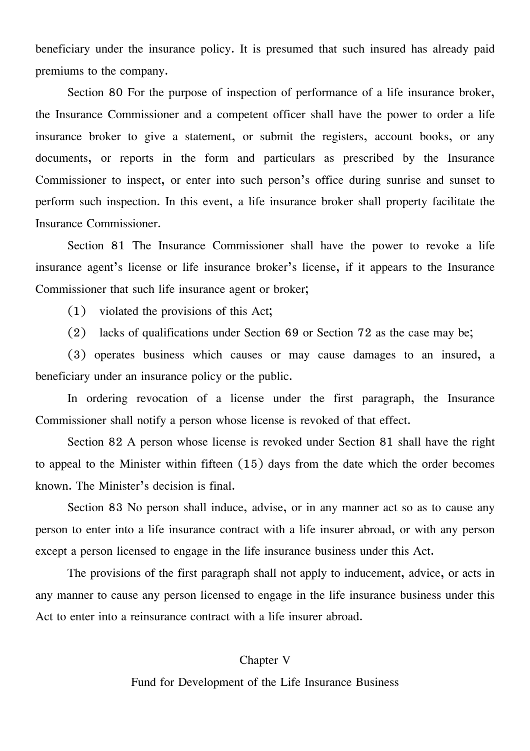beneficiary under the insurance policy. It is presumed that such insured has already paid premiums to the company.

Section 80 For the purpose of inspection of performance of a life insurance broker, the Insurance Commissioner and a competent officer shall have the power to order a life insurance broker to give a statement, or submit the registers, account books, or any documents, or reports in the form and particulars as prescribed by the Insurance Commissioner to inspect, or enter into such person's office during sunrise and sunset to perform such inspection. In this event, a life insurance broker shall property facilitate the Insurance Commissioner.

Section 81 The Insurance Commissioner shall have the power to revoke a life insurance agent's license or life insurance broker's license, if it appears to the Insurance Commissioner that such life insurance agent or broker;

(1) violated the provisions of this Act;

(2) lacks of qualifications under Section 69 or Section 72 as the case may be;

(3) operates business which causes or may cause damages to an insured, a beneficiary under an insurance policy or the public.

In ordering revocation of a license under the first paragraph, the Insurance Commissioner shall notify a person whose license is revoked of that effect.

Section 82 A person whose license is revoked under Section 81 shall have the right to appeal to the Minister within fifteen (15) days from the date which the order becomes known. The Minister's decision is final.

Section 83 No person shall induce, advise, or in any manner act so as to cause any person to enter into a life insurance contract with a life insurer abroad, or with any person except a person licensed to engage in the life insurance business under this Act.

The provisions of the first paragraph shall not apply to inducement, advice, or acts in any manner to cause any person licensed to engage in the life insurance business under this Act to enter into a reinsurance contract with a life insurer abroad.

## Chapter V

## Fund for Development of the Life Insurance Business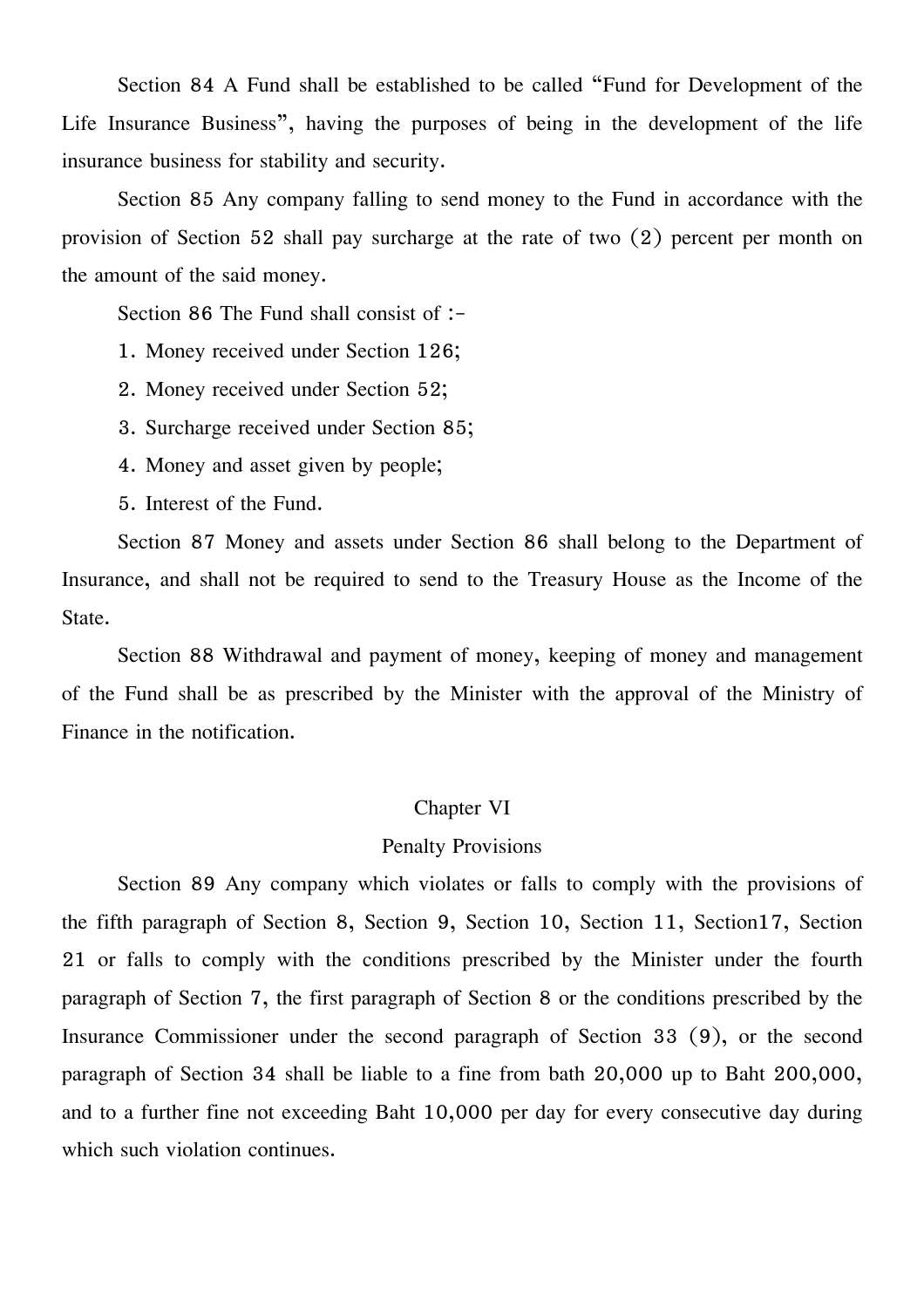Section 84 A Fund shall be established to be called "Fund for Development of the Life Insurance Business", having the purposes of being in the development of the life insurance business for stability and security.

Section 85 Any company falling to send money to the Fund in accordance with the provision of Section 52 shall pay surcharge at the rate of two (2) percent per month on the amount of the said money.

Section 86 The Fund shall consist of :-

1. Money received under Section 126;
2. Money received under Section 52;
3. Surcharge received under Section 85;
4. Money and asset given by people;
5. Interest of the Fund.

Section 87 Money and assets under Section 86 shall belong to the Department of Insurance, and shall not be required to send to the Treasury House as the Income of the State.

Section 88 Withdrawal and payment of money, keeping of money and management of the Fund shall be as prescribed by the Minister with the approval of the Ministry of Finance in the notification.

## Chapter VI

## Penalty Provisions

Section 89 Any company which violates or falls to comply with the provisions of the fifth paragraph of Section 8, Section 9, Section 10, Section 11, Section17, Section 21 or falls to comply with the conditions prescribed by the Minister under the fourth paragraph of Section 7, the first paragraph of Section 8 or the conditions prescribed by the Insurance Commissioner under the second paragraph of Section 33 (9), or the second paragraph of Section 34 shall be liable to a fine from bath 20,000 up to Baht 200,000, and to a further fine not exceeding Baht 10,000 per day for every consecutive day during which such violation continues.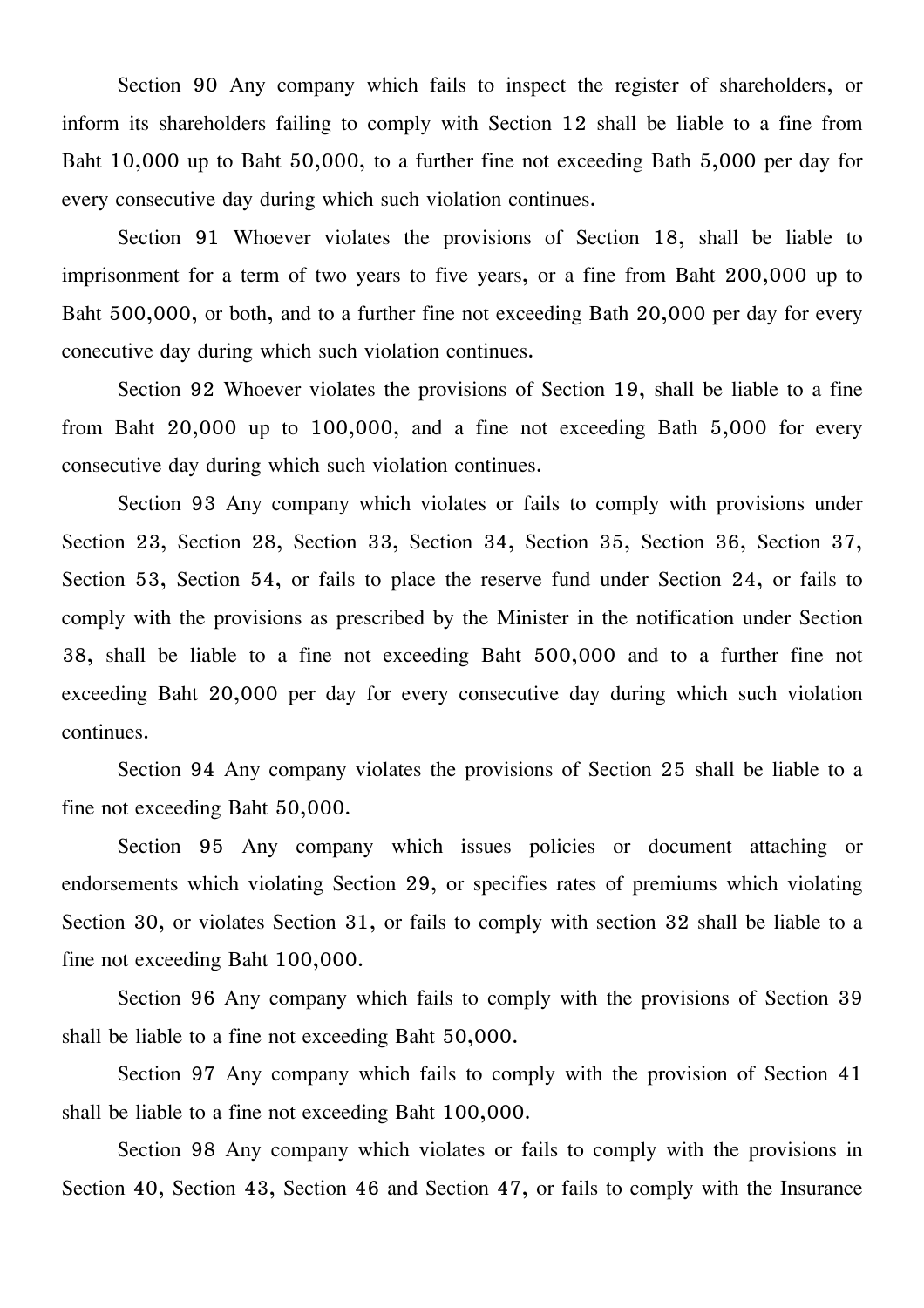Section 90 Any company which fails to inspect the register of shareholders, or inform its shareholders failing to comply with Section 12 shall be liable to a fine from Baht 10,000 up to Baht 50,000, to a further fine not exceeding Bath 5,000 per day for every consecutive day during which such violation continues.

Section 91 Whoever violates the provisions of Section 18, shall be liable to imprisonment for a term of two years to five years, or a fine from Baht 200,000 up to Baht 500,000, or both, and to a further fine not exceeding Bath 20,000 per day for every conecutive day during which such violation continues.

Section 92 Whoever violates the provisions of Section 19, shall be liable to a fine from Baht 20,000 up to 100,000, and a fine not exceeding Bath 5,000 for every consecutive day during which such violation continues.

Section 93 Any company which violates or fails to comply with provisions under Section 23, Section 28, Section 33, Section 34, Section 35, Section 36, Section 37, Section 53, Section 54, or fails to place the reserve fund under Section 24, or fails to comply with the provisions as prescribed by the Minister in the notification under Section 38, shall be liable to a fine not exceeding Baht 500,000 and to a further fine not exceeding Baht 20,000 per day for every consecutive day during which such violation continues.

Section 94 Any company violates the provisions of Section 25 shall be liable to a fine not exceeding Baht 50,000.

Section 95 Any company which issues policies or document attaching or endorsements which violating Section 29, or specifies rates of premiums which violating Section 30, or violates Section 31, or fails to comply with section 32 shall be liable to a fine not exceeding Baht 100,000.

Section 96 Any company which fails to comply with the provisions of Section 39 shall be liable to a fine not exceeding Baht 50,000.

Section 97 Any company which fails to comply with the provision of Section 41 shall be liable to a fine not exceeding Baht 100,000.

Section 98 Any company which violates or fails to comply with the provisions in Section 40, Section 43, Section 46 and Section 47, or fails to comply with the Insurance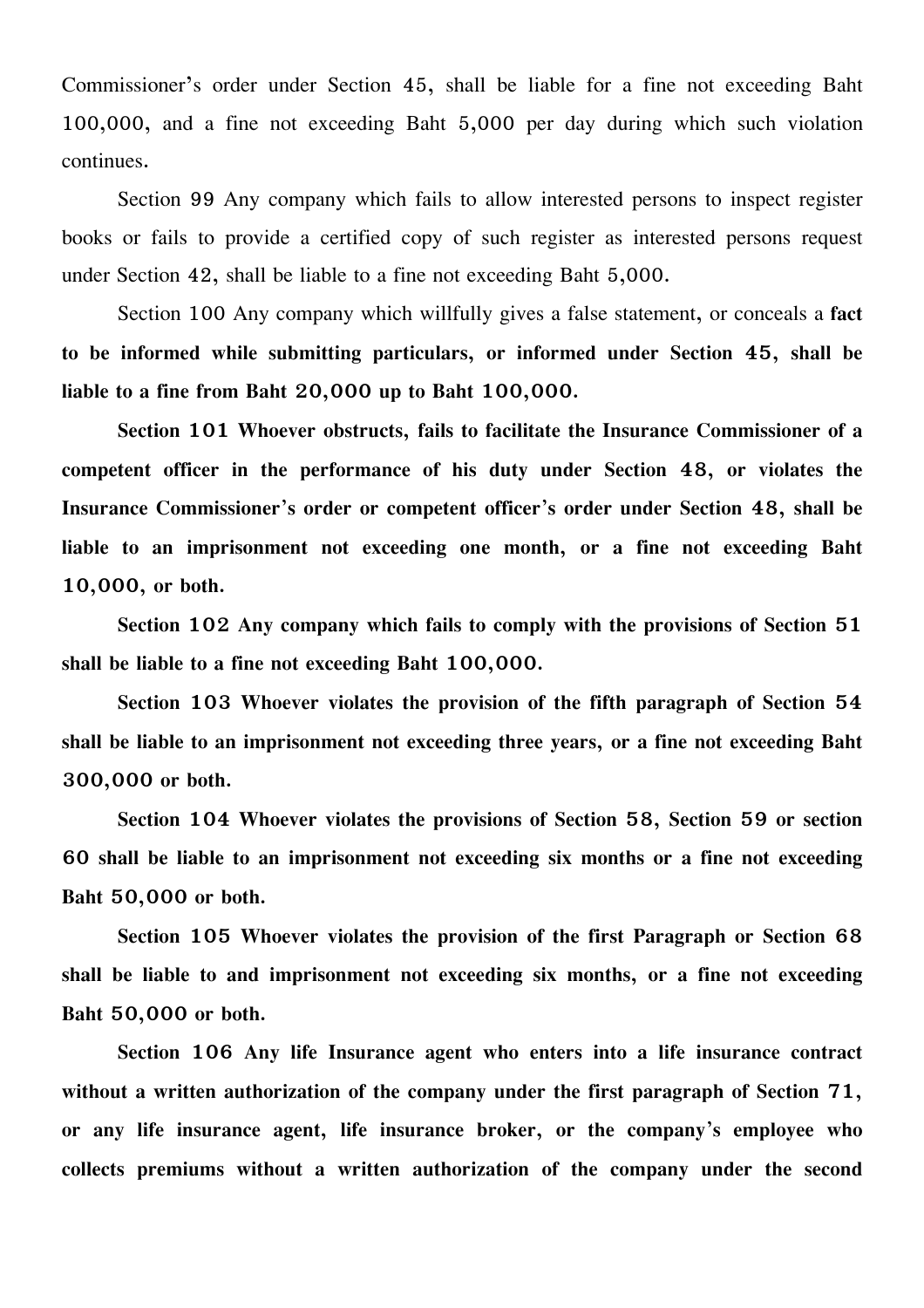Commissioner's order under Section 45, shall be liable for a fine not exceeding Baht 100,000, and a fine not exceeding Baht 5,000 per day during which such violation continues.

Section 99 Any company which fails to allow interested persons to inspect register books or fails to provide a certified copy of such register as interested persons request under Section 42, shall be liable to a fine not exceeding Baht 5,000.

Section 100 Any company which willfully gives a false statement, or conceals a **fact to be informed while submitting particulars, or informed under Section 45, shall be liable to a fine from Baht 20,000 up to Baht 100,000.**

**Section 101 Whoever obstructs, fails to facilitate the Insurance Commissioner of a competent officer in the performance of his duty under Section 48, or violates the Insurance Commissioner's order or competent officer's order under Section 48, shall be liable to an imprisonment not exceeding one month, or a fine not exceeding Baht 10,000, or both.**

**Section 102 Any company which fails to comply with the provisions of Section 51 shall be liable to a fine not exceeding Baht 100,000.**

**Section 103 Whoever violates the provision of the fifth paragraph of Section 54 shall be liable to an imprisonment not exceeding three years, or a fine not exceeding Baht 300,000 or both.**

**Section 104 Whoever violates the provisions of Section 58, Section 59 or section 60 shall be liable to an imprisonment not exceeding six months or a fine not exceeding Baht 50,000 or both.**

**Section 105 Whoever violates the provision of the first Paragraph or Section 68 shall be liable to and imprisonment not exceeding six months, or a fine not exceeding Baht 50,000 or both.**

**Section 106 Any life Insurance agent who enters into a life insurance contract without a written authorization of the company under the first paragraph of Section 71, or any life insurance agent, life insurance broker, or the company's employee who collects premiums without a written authorization of the company under the second**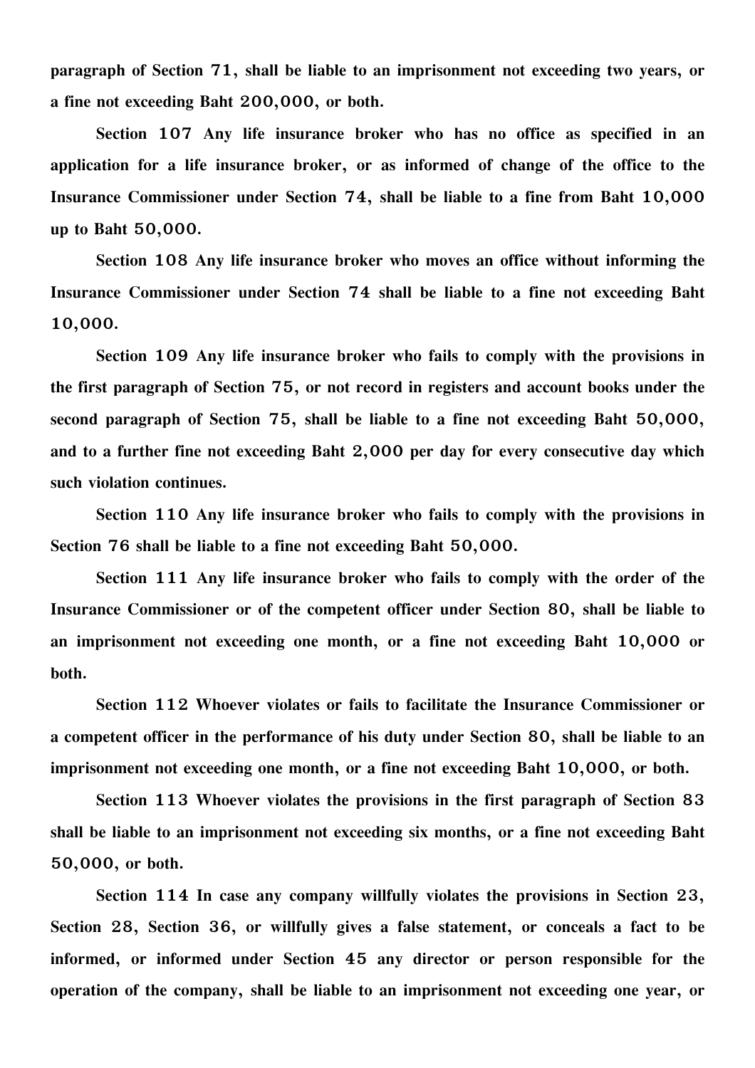**paragraph of Section 71, shall be liable to an imprisonment not exceeding two years, or a fine not exceeding Baht 200,000, or both.**

**Section 107 Any life insurance broker who has no office as specified in an application for a life insurance broker, or as informed of change of the office to the Insurance Commissioner under Section 74, shall be liable to a fine from Baht 10,000 up to Baht 50,000.**

**Section 108 Any life insurance broker who moves an office without informing the Insurance Commissioner under Section 74 shall be liable to a fine not exceeding Baht 10,000.**

**Section 109 Any life insurance broker who fails to comply with the provisions in the first paragraph of Section 75, or not record in registers and account books under the second paragraph of Section 75, shall be liable to a fine not exceeding Baht 50,000, and to a further fine not exceeding Baht 2,000 per day for every consecutive day which such violation continues.**

**Section 110 Any life insurance broker who fails to comply with the provisions in Section 76 shall be liable to a fine not exceeding Baht 50,000.**

**Section 111 Any life insurance broker who fails to comply with the order of the Insurance Commissioner or of the competent officer under Section 80, shall be liable to an imprisonment not exceeding one month, or a fine not exceeding Baht 10,000 or both.**

**Section 112 Whoever violates or fails to facilitate the Insurance Commissioner or a competent officer in the performance of his duty under Section 80, shall be liable to an imprisonment not exceeding one month, or a fine not exceeding Baht 10,000, or both.**

**Section 113 Whoever violates the provisions in the first paragraph of Section 83 shall be liable to an imprisonment not exceeding six months, or a fine not exceeding Baht 50,000, or both.**

**Section 114 In case any company willfully violates the provisions in Section 23, Section 28, Section 36, or willfully gives a false statement, or conceals a fact to be informed, or informed under Section 45 any director or person responsible for the operation of the company, shall be liable to an imprisonment not exceeding one year, or**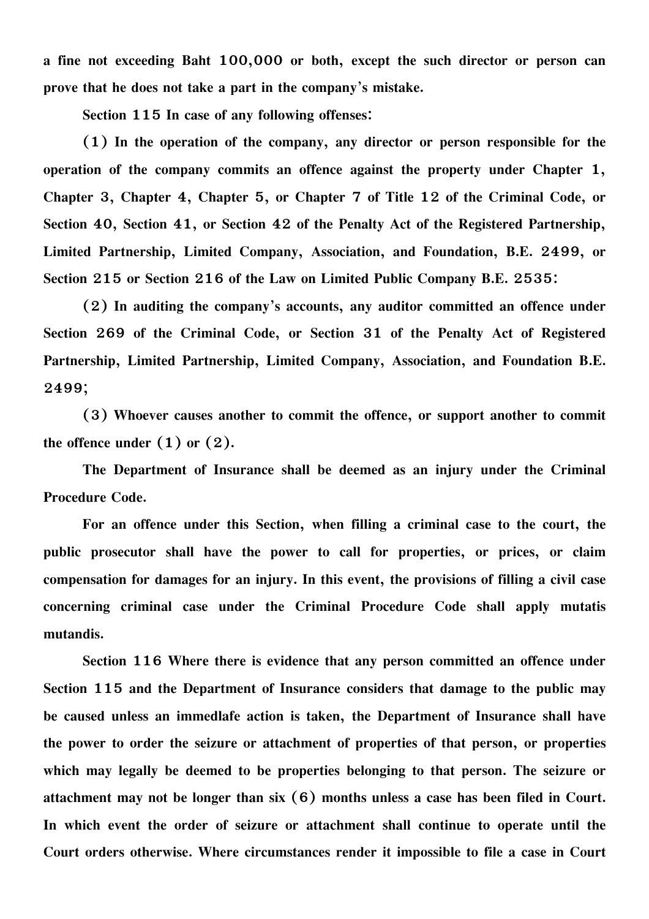**a fine not exceeding Baht 100,000 or both, except the such director or person can prove that he does not take a part in the company's mistake.**

**Section 115 In case of any following offenses:**

**(1) In the operation of the company, any director or person responsible for the operation of the company commits an offence against the property under Chapter 1, Chapter 3, Chapter 4, Chapter 5, or Chapter 7 of Title 12 of the Criminal Code, or Section 40, Section 41, or Section 42 of the Penalty Act of the Registered Partnership, Limited Partnership, Limited Company, Association, and Foundation, B.E. 2499, or Section 215 or Section 216 of the Law on Limited Public Company B.E. 2535:**

**(2) In auditing the company's accounts, any auditor committed an offence under Section 269 of the Criminal Code, or Section 31 of the Penalty Act of Registered Partnership, Limited Partnership, Limited Company, Association, and Foundation B.E. 2499;**

**(3) Whoever causes another to commit the offence, or support another to commit the offence under (1) or (2).**

**The Department of Insurance shall be deemed as an injury under the Criminal Procedure Code.**

**For an offence under this Section, when filling a criminal case to the court, the public prosecutor shall have the power to call for properties, or prices, or claim compensation for damages for an injury. In this event, the provisions of filling a civil case concerning criminal case under the Criminal Procedure Code shall apply mutatis mutandis.**

**Section 116 Where there is evidence that any person committed an offence under Section 115 and the Department of Insurance considers that damage to the public may be caused unless an immedlafe action is taken, the Department of Insurance shall have the power to order the seizure or attachment of properties of that person, or properties which may legally be deemed to be properties belonging to that person. The seizure or attachment may not be longer than six (6) months unless a case has been filed in Court. In which event the order of seizure or attachment shall continue to operate until the Court orders otherwise. Where circumstances render it impossible to file a case in Court**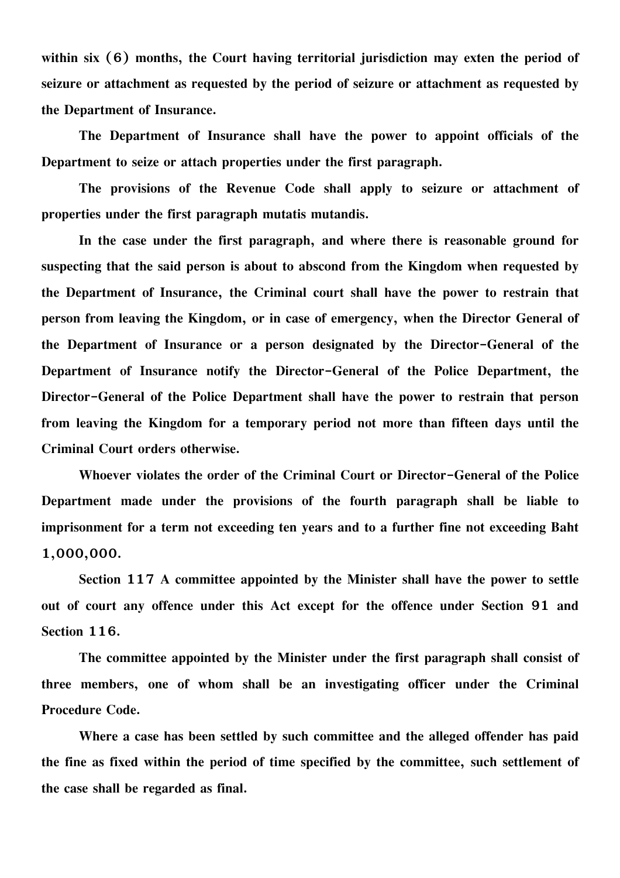within six (6) months, the Court having territorial jurisdiction may exten the period of seizure or attachment as requested by the period of seizure or attachment as requested by the Department of Insurance.

The Department of Insurance shall have the power to appoint officials of the Department to seize or attach properties under the first paragraph.

The provisions of the Revenue Code shall apply to seizure or attachment of properties under the first paragraph mutatis mutandis.

In the case under the first paragraph, and where there is reasonable ground for suspecting that the said person is about to abscond from the Kingdom when requested by the Department of Insurance, the Criminal court shall have the power to restrain that person from leaving the Kingdom, or in case of emergency, when the Director General of the Department of Insurance or a person designated by the Director-General of the Department of Insurance notify the Director-General of the Police Department, the Director-General of the Police Department shall have the power to restrain that person from leaving the Kingdom for a temporary period not more than fifteen days until the Criminal Court orders otherwise.

Whoever violates the order of the Criminal Court or Director-General of the Police Department made under the provisions of the fourth paragraph shall be liable to imprisonment for a term not exceeding ten years and to a further fine not exceeding Baht 1,000,000.

Section 117 A committee appointed by the Minister shall have the power to settle out of court any offence under this Act except for the offence under Section 91 and Section 116.

The committee appointed by the Minister under the first paragraph shall consist of three members, one of whom shall be an investigating officer under the Criminal Procedure Code.

Where a case has been settled by such committee and the alleged offender has paid the fine as fixed within the period of time specified by the committee, such settlement of the case shall be regarded as final.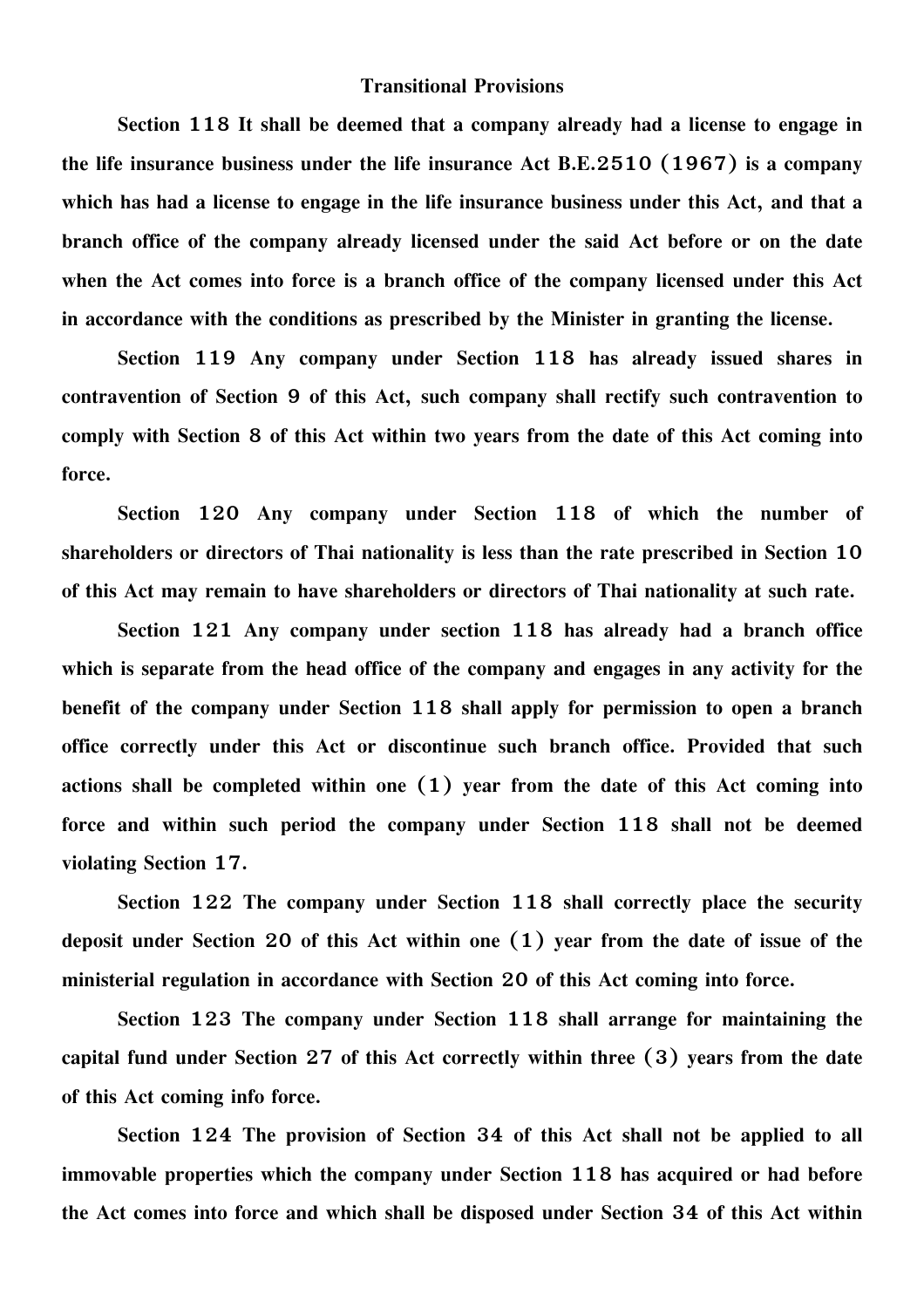## Transitional Provisions

**Section 118 It shall be deemed that a company already had a license to engage in the life insurance business under the life insurance Act B.E.2510 (1967) is a company which has had a license to engage in the life insurance business under this Act, and that a branch office of the company already licensed under the said Act before or on the date when the Act comes into force is a branch office of the company licensed under this Act in accordance with the conditions as prescribed by the Minister in granting the license.**

**Section 119 Any company under Section 118 has already issued shares in contravention of Section 9 of this Act, such company shall rectify such contravention to comply with Section 8 of this Act within two years from the date of this Act coming into force.**

**Section 120 Any company under Section 118 of which the number of shareholders or directors of Thai nationality is less than the rate prescribed in Section 10 of this Act may remain to have shareholders or directors of Thai nationality at such rate.**

**Section 121 Any company under section 118 has already had a branch office which is separate from the head office of the company and engages in any activity for the benefit of the company under Section 118 shall apply for permission to open a branch office correctly under this Act or discontinue such branch office. Provided that such actions shall be completed within one (1) year from the date of this Act coming into force and within such period the company under Section 118 shall not be deemed violating Section 17.**

**Section 122 The company under Section 118 shall correctly place the security deposit under Section 20 of this Act within one (1) year from the date of issue of the ministerial regulation in accordance with Section 20 of this Act coming into force.**

**Section 123 The company under Section 118 shall arrange for maintaining the capital fund under Section 27 of this Act correctly within three (3) years from the date of this Act coming info force.**

**Section 124 The provision of Section 34 of this Act shall not be applied to all immovable properties which the company under Section 118 has acquired or had before the Act comes into force and which shall be disposed under Section 34 of this Act within**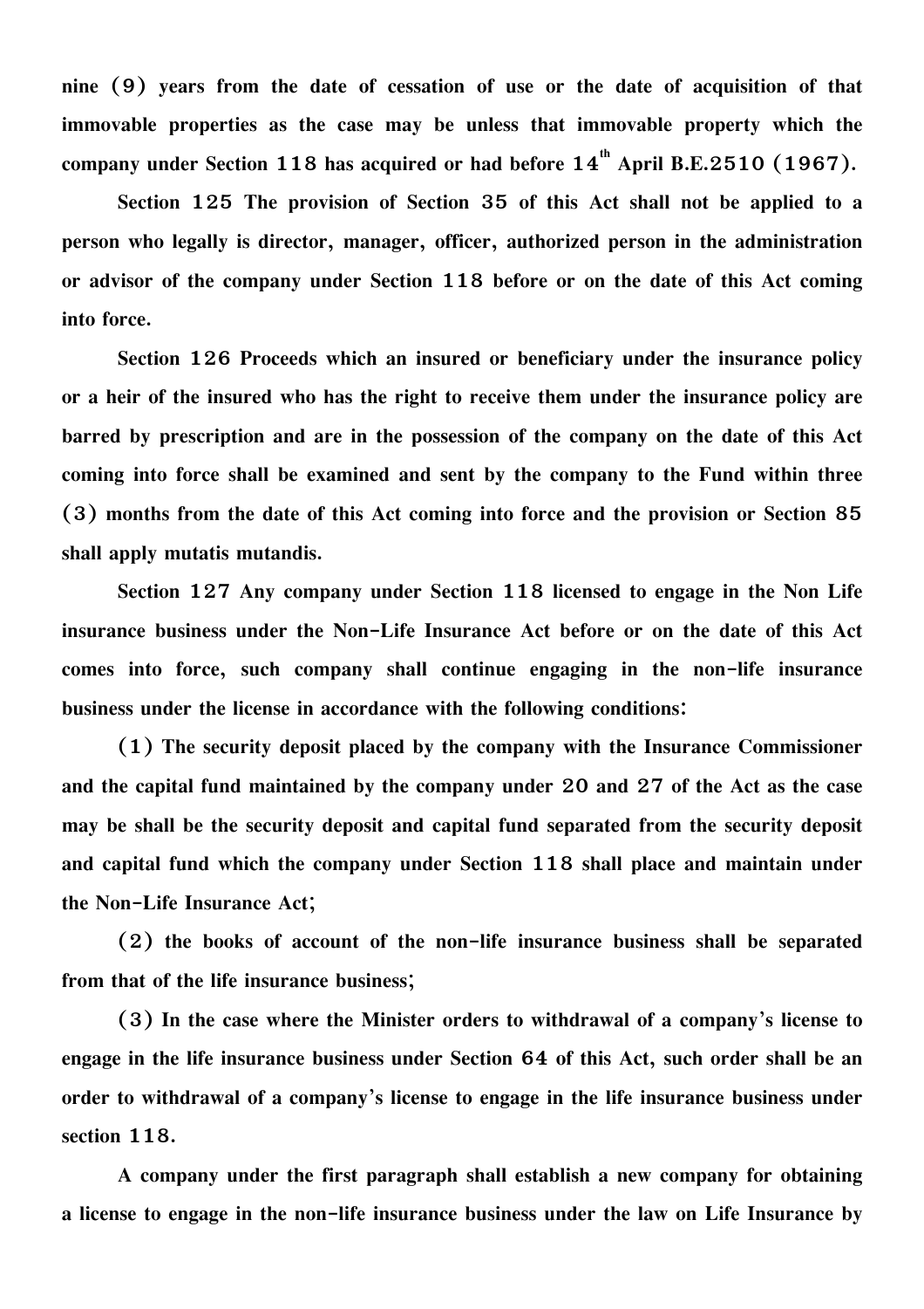nine (9) years from the date of cessation of use or the date of acquisition of that immovable properties as the case may be unless that immovable property which the company under Section 118 has acquired or had before 14th April B.E.2510 (1967).

Section 125 The provision of Section 35 of this Act shall not be applied to a person who legally is director, manager, officer, authorized person in the administration or advisor of the company under Section 118 before or on the date of this Act coming into force.

Section 126 Proceeds which an insured or beneficiary under the insurance policy or a heir of the insured who has the right to receive them under the insurance policy are barred by prescription and are in the possession of the company on the date of this Act coming into force shall be examined and sent by the company to the Fund within three (3) months from the date of this Act coming into force and the provision or Section 85 shall apply mutatis mutandis.

Section 127 Any company under Section 118 licensed to engage in the Non Life insurance business under the Non-Life Insurance Act before or on the date of this Act comes into force, such company shall continue engaging in the non-life insurance business under the license in accordance with the following conditions:

(1) The security deposit placed by the company with the Insurance Commissioner and the capital fund maintained by the company under 20 and 27 of the Act as the case may be shall be the security deposit and capital fund separated from the security deposit and capital fund which the company under Section 118 shall place and maintain under the Non-Life Insurance Act;

(2) the books of account of the non-life insurance business shall be separated from that of the life insurance business;

(3) In the case where the Minister orders to withdrawal of a company's license to engage in the life insurance business under Section 64 of this Act, such order shall be an order to withdrawal of a company's license to engage in the life insurance business under section 118.

A company under the first paragraph shall establish a new company for obtaining a license to engage in the non-life insurance business under the law on Life Insurance by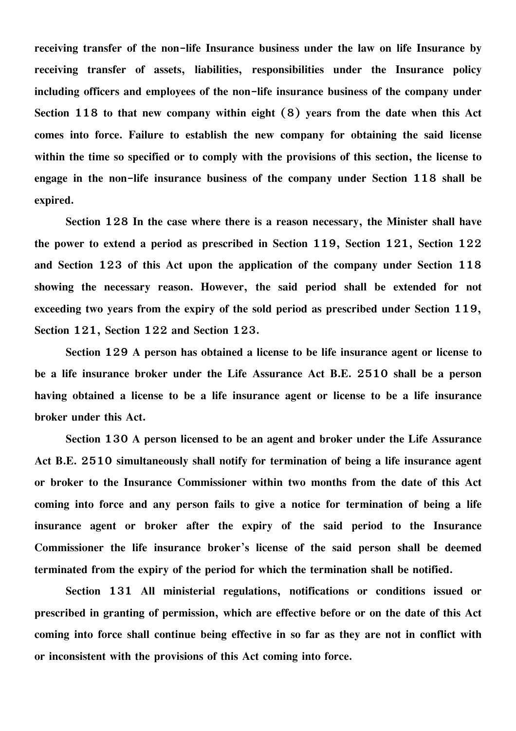**receiving transfer of the non-life Insurance business under the law on life Insurance by receiving transfer of assets, liabilities, responsibilities under the Insurance policy including officers and employees of the non-life insurance business of the company under Section 118 to that new company within eight (8) years from the date when this Act comes into force. Failure to establish the new company for obtaining the said license within the time so specified or to comply with the provisions of this section, the license to engage in the non-life insurance business of the company under Section 118 shall be expired.**

**Section 128 In the case where there is a reason necessary, the Minister shall have the power to extend a period as prescribed in Section 119, Section 121, Section 122 and Section 123 of this Act upon the application of the company under Section 118 showing the necessary reason. However, the said period shall be extended for not exceeding two years from the expiry of the sold period as prescribed under Section 119, Section 121, Section 122 and Section 123.**

**Section 129 A person has obtained a license to be life insurance agent or license to be a life insurance broker under the Life Assurance Act B.E. 2510 shall be a person having obtained a license to be a life insurance agent or license to be a life insurance broker under this Act.**

**Section 130 A person licensed to be an agent and broker under the Life Assurance Act B.E. 2510 simultaneously shall notify for termination of being a life insurance agent or broker to the Insurance Commissioner within two months from the date of this Act coming into force and any person fails to give a notice for termination of being a life insurance agent or broker after the expiry of the said period to the Insurance Commissioner the life insurance broker's license of the said person shall be deemed terminated from the expiry of the period for which the termination shall be notified.**

**Section 131 All ministerial regulations, notifications or conditions issued or prescribed in granting of permission, which are effective before or on the date of this Act coming into force shall continue being effective in so far as they are not in conflict with or inconsistent with the provisions of this Act coming into force.**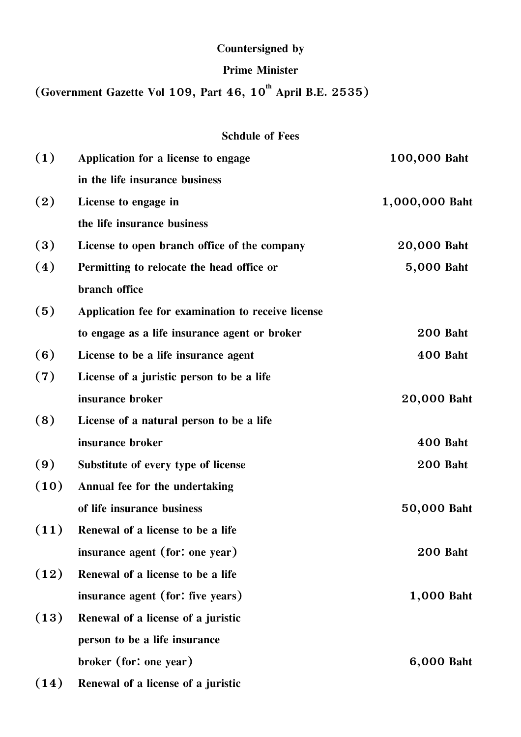**Countersigned by**

**Prime Minister**

**(Government Gazette Vol 109, Part 46, 10th April B.E. 2535)**

**Schdule of Fees**

| | | |
|---|---|---|
| **(1)** | **Application for a license to engage in the life insurance business** | **100,000 Baht** |
| **(2)** | **License to engage in the life insurance business** | **1,000,000 Baht** |
| **(3)** | **License to open branch office of the company** | **20,000 Baht** |
| **(4)** | **Permitting to relocate the head office or branch office** | **5,000 Baht** |
| **(5)** | **Application fee for examination to receive license to engage as a life insurance agent or broker** | **200 Baht** |
| **(6)** | **License to be a life insurance agent** | **400 Baht** |
| **(7)** | **License of a juristic person to be a life insurance broker** | **20,000 Baht** |
| **(8)** | **License of a natural person to be a life insurance broker** | **400 Baht** |
| **(9)** | **Substitute of every type of license** | **200 Baht** |
| **(10)** | **Annual fee for the undertaking of life insurance business** | **50,000 Baht** |
| **(11)** | **Renewal of a license to be a life insurance agent (for: one year)** | **200 Baht** |
| **(12)** | **Renewal of a license to be a life insurance agent (for: five years)** | **1,000 Baht** |
| **(13)** | **Renewal of a license of a juristic person to be a life insurance broker (for: one year)** | **6,000 Baht** |
| **(14)** | **Renewal of a license of a juristic** | |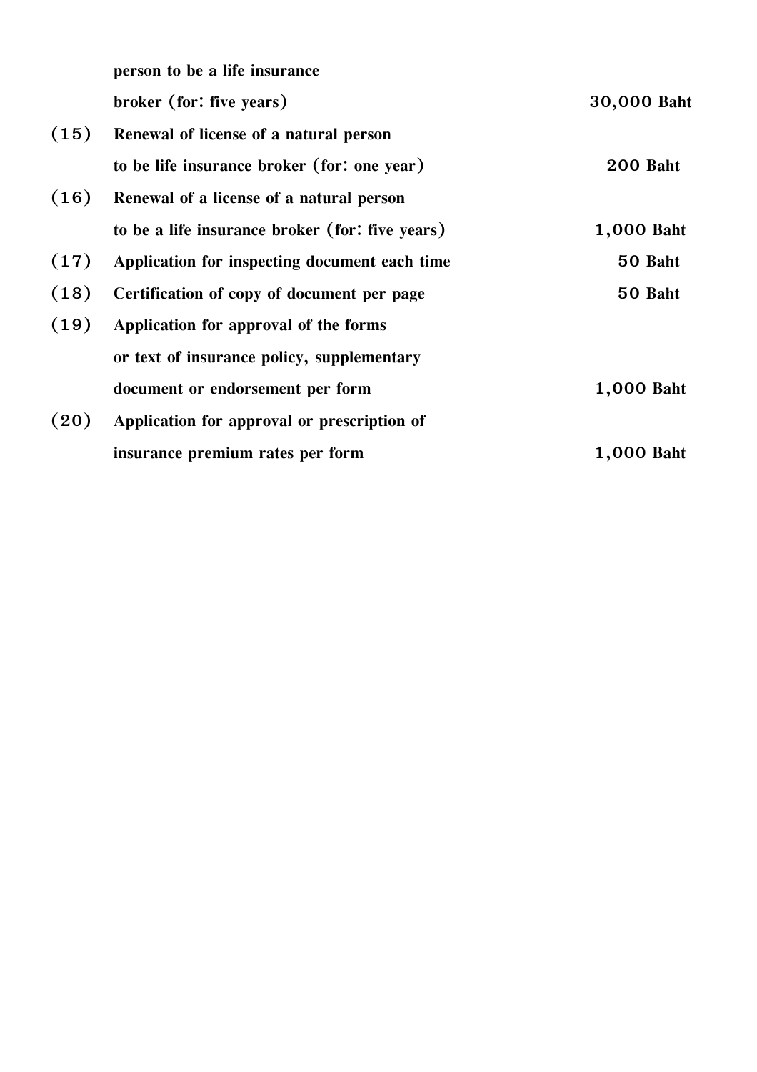| | | |
|---|---|---|
| | person to be a life insurance broker (for: five years) | 30,000 Baht |
| (15) | Renewal of license of a natural person to be life insurance broker (for: one year) | 200 Baht |
| (16) | Renewal of a license of a natural person to be a life insurance broker (for: five years) | 1,000 Baht |
| (17) | Application for inspecting document each time | 50 Baht |
| (18) | Certification of copy of document per page | 50 Baht |
| (19) | Application for approval of the forms or text of insurance policy, supplementary document or endorsement per form | 1,000 Baht |
| (20) | Application for approval or prescription of insurance premium rates per form | 1,000 Baht |